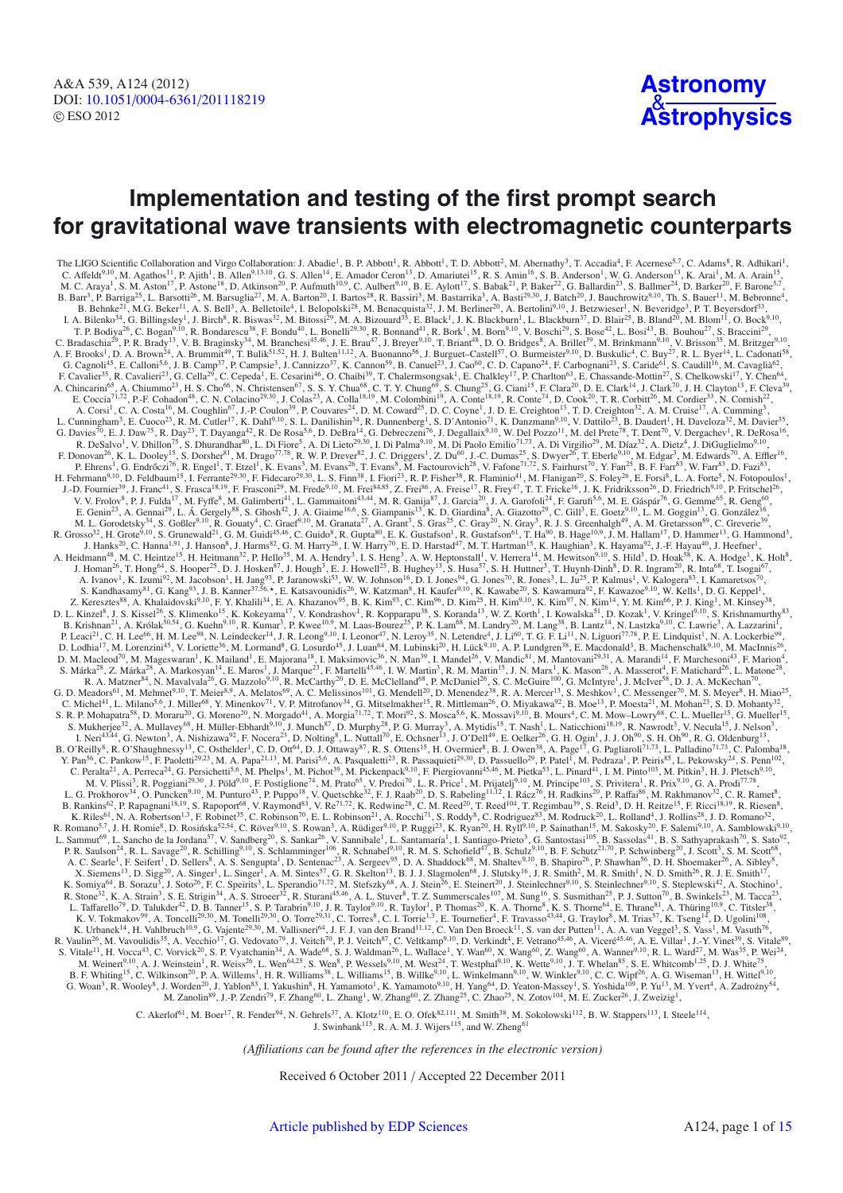# Implementation and testing of the first prompt search for gravitational wave transients with electromagnetic counterparts

The LIGO Scientific Collaboration and Virgo Collaboration: J. Abadie[1], B. P. Abbott[1], R. Abbott[1], T. D. Abbott[2], M. Abernathy[3], T. Accadia[4], F. Acernese[5,7], C. Adams[8], R. Adhikari[1], C. Affeldt[9,10], M. Agathos[11], P. Ajith[1], B. Allen[9,13,10], G. S. Allen[14], E. Amador Ceron[13], D. Amariutei[15], R. S. Amin[16], S. B. Anderson[1], W. G. Anderson[13], K. Arai[1], M. A. Arain[15], M. C. Araya[1], S. M. Aston[17], P. Astone[18], D. Atkinson[20], P. Aufmuth[10,9], C. Aulbert[9,10], B. E. Aylott[17], S. Babak[21], P. Baker[22], G. Ballardin[23], S. Ballmer[24], D. Barker[20], F. Barone[5,7], B. Barr[3], P. Barriga[25], L. Barsotti[26], M. Barsuglia[27], M. A. Barton[20], I. Bartos[28], R. Bassiri[3], M. Bastarrika[3], A. Basti[29,30], J. Batch[20], J. Bauchrowitz[9,10], Th. S. Bauer[11], M. Bebronne[4], B. Behnke[21], M.G. Beker[11], A. S. Bell[3], A. Belletoile[4], I. Belopolski[28], M. Benacquista[32], J. M. Berliner[20], A. Bertolini[9,10], J. Betzwieser[1], N. Beveridge[3], P. T. Beyersdorf[33], I. A. Bilenko[34], G. Billingsley[1], J. Birch[8], R. Biswas[32], M. Bitossi[29], M. A. Bizouard[35], E. Black[1], J. K. Blackburn[1], L. Blackburn[37], D. Blair[25], B. Bland[20], M. Blom[11], O. Bock[9,10], T. P. Bodiya[26], C. Bogan[9,10], R. Bondarescu[38], F. Bondu[40], L. Bonelli[29,30], R. Bonnand[41], R. Bork[1], M. Born[9,10], V. Boschi[29], S. Bose[42], L. Bosi[43], B. Bouhou[27], S. Braccini[29], C. Bradaschia[29], P. R. Brady[13], V. B. Braginsky[34], M. Branchesi[45,46], J. E. Brau[47], J. Breyer[9,10], T. Briant[48], D. O. Bridges[8], A. Brillet[39], M. Brinkmann[9,10], V. Brisson[35], M. Britzger[9,10], A. F. Brooks[1], D. A. Brown[24], A. Brummit[49], T. Bulik[51,52], H. J. Bulten[11,12], A. Buonanno[56], J. Burguet–Castell[57], O. Burmeister[9,10], D. Buskulic[4], C. Buy[27], R. L. Byer[14], L. Cadonati[58], G. Cagnoli[45], E. Calloni[5,6], J. B. Camp[37], P. Campsie[3], J. Cannizzo[37], K. Cannon[59], B. Canuel[23], J. Cao[60], C. D. Capano[24], F. Carbognani[23], S. Caride[61], S. Caudill[16], M. Cavaglià[62], F. Cavalier[35], R. Cavalieri[23], G. Cella[29], C. Cepeda[1], E. Cesarini[46], O. Chaibi[39], T. Chalermsongsak[1], E. Chalkley[17], P. Charlton[63], E. Chassande-Mottin[27], S. Chelkowski[17], Y. Chen[64], A. Chincarini[65], A. Chiummo[23], H. S. Cho[66], N. Christensen[67], S. S. Y. Chua[68], C. T. Y. Chung[69], S. Chung[25], G. Ciani[15], F. Clara[20], D. E. Clark[14], J. Clark[70], J. H. Clayton[13], F. Cleva[39], E. Coccia[71,72], P.-F. Cohadon[48], C. N. Colacino[29,30], J. Colas[23], A. Colla[18,19], M. Colombini[19], A. Conte[18,19], R. Conte[74], D. Cook[20], T. R. Corbitt[26], M. Cordier[33], N. Cornish[22], A. Corsi[1], C. A. Costa[16], M. Coughlin[67], J.-P. Coulon[39], P. Couvares[24], D. M. Coward[25], D. C. Coyne[1], J. D. E. Creighton[13], T. D. Creighton[32], A. M. Cruise[17], A. Cumming[3], L. Cunningham[3], E. Cuoco[23], R. M. Cutler[17], K. Dahl[9,10], S. L. Danilishin[34], R. Dannenberg[1], S. D'Antonio[71], K. Danzmann[9,10], V. Dattilo[23], B. Daudert[1], H. Daveloza[32], M. Davier[35], G. Davies[70], E. J. Daw[75], R. Day[23], T. Dayanga[42], R. De Rosa[5,6], D. DeBra[14], G. Debreczeni[76], J. Degallaix[9,10], W. Del Pozzo[11], M. del Prete[78], T. Dent[70], V. Dergachev[1], R. DeRosa[16], R. DeSalvo[1], V. Dhillon[75], S. Dhurandhar[80], L. Di Fiore[5], A. Di Lieto[29,30], I. Di Palma[9,10], M. Di Paolo Emilio[71,73], A. Di Virgilio[29], M. Díaz[32], A. Dietz[4], J. DiGuglielmo[9,10], F. Donovan[26], K. L. Dooley[15], S. Dorsher[81], M. Drago[77,78], R. W. P. Drever[82], J. C. Driggers[1], Z. Du[60], J.-C. Dumas[25], S. Dwyer[26], T. Eberle[9,10], M. Edgar[3], M. Edwards[70], A. Effler[16], P. Ehrens[1], G. Endrőczi[76], R. Engel[1], T. Etzel[1], K. Evans[3], M. Evans[26], T. Evans[8], M. Factourovich[28], V. Fafone[71,72], S. Fairhurst[70], Y. Fan[25], B. F. Farr[83], W. Farr[83], D. Fazi[83], H. Fehrmann[9,10], D. Feldbaum[15], I. Ferrante[29,30], F. Fidecaro[29,30], L. S. Finn[38], I. Fiori[23], R. P. Fisher[38], R. Flaminio[41], M. Flanigan[20], S. Foley[26], E. Forsi[8], L. A. Forte[5], N. Fotopoulos[1], J.-D. Fournier[39], J. Franc[41], S. Frasca[18,19], F. Frasconi[29], M. Frede[9,10], M. Frei[84,85], Z. Frei[86], A. Freise[17], R. Frey[47], T. T. Fricke[16], J. K. Fridriksson[26], D. Friedrich[9,10], P. Fritschel[26], V. V. Frolov[8], P. J. Fulda[17], M. Fyffe[8], M. Galimberti[41], L. Gammaitoni[43,44], M. R. Ganija[87], J. Garcia[20], J. A. Garofoli[24], F. Garufi[5,6], M. E. Gáspár[76], G. Gemme[65], R. Geng[60], E. Genin[23], A. Gennai[29], L. Á. Gergely[88], S. Ghosh[42], J. A. Giaime[16,8], S. Giampanis[13], K. D. Giardina[8], A. Giazotto[29], C. Gill[3], E. Goetz[9,10], L. M. Goggin[13], G. González[16], M. L. Gorodetsky[34], S. Goßler[9,10], R. Gouaty[4], C. Graef[9,10], M. Granata[27], A. Grant[3], S. Gras[25], C. Gray[20], N. Gray[3], R. J. S. Greenhalgh[49], A. M. Gretarsson[89], C. Greverie[39], R. Grosso[32], H. Grote[9,10], S. Grunewald[21], G. M. Guidi[45,46], C. Guido[8], R. Gupta[80], E. K. Gustafson[1], R. Gustafson[61], T. Ha[90], B. Hage[10,9], J. M. Hallam[17], D. Hammer[13], G. Hammond[3], J. Hanks[20], C. Hanna[1,91], J. Hanson[8], J. Harms[82], G. M. Harry[26], I. W. Harry[70], E. D. Harstad[47], M. T. Hartman[15], K. Haughian[3], K. Hayama[92], J.-F. Hayau[40], J. Heefner[1], A. Heidmann[48], M. C. Heintze[15], H. Heitmann[32], P. Hello[35], M. A. Hendry[3], I. S. Heng[3], A. W. Heptonstall[1], V. Herrera[14], M. Hewitson[9,10], S. Hild[3], D. Hoak[58], K. A. Hodge[1], K. Holt[8], J. Homan[26], T. Hong[64], S. Hooper[25], D. J. Hosken[87], J. Hough[3], E. J. Howell[25], B. Hughey[13], S. Husa[57], S. H. Huttner[3], T. Huynh-Dinh[8], D. R. Ingram[20], R. Inta[68], T. Isogai[67], A. Ivanov[1], K. Izumi[92], M. Jacobson[1], H. Jang[93], P. Jaranowski[53], W. W. Johnson[16], D. I. Jones[94], G. Jones[70], R. Jones[3], L. Ju[25], P. Kalmus[1], V. Kalogera[83], I. Kamaretsos[70], S. Kandhasamy[81], G. Kang[93], J. B. Kanner[37,56,★], E. Katsavounidis[26], W. Katzman[8], H. Kaufer[9,10], K. Kawabe[20], S. Kawamura[92], F. Kawazoe[9,10], W. Kells[1], D. G. Keppel[1], Z. Keresztes[88], A. Khalaidovski[9,10], F. Y. Khalili[34], E. A. Khazanov[95], B. K. Kim[93], C. Kim[96], D. Kim[25], H. Kim[9,10], K. Kim[97], N. Kim[14], Y. M. Kim[66], P. J. King[1], M. Kinsey[38], D. L. Kinzel[8], J. S. Kissel[26], S. Klimenko[15], K. Kokeyama[17], V. Kondrashov[1], R. Kopparapu[38], S. Koranda[13], W. Z. Korth[1], I. Kowalska[51], D. Kozak[1], V. Kringel[9,10], S. Krishnamurthy[83], B. Krishnan[21], A. Królak[50,54], G. Kuehn[9,10], R. Kumar[3], P. Kwee[10,9], M. Laas-Bourez[25], P. K. Lam[68], M. Landry[20], M. Lang[38], B. Lantz[14], N. Lastzka[9,10], C. Lawrie[3], A. Lazzarini[1], P. Leaci[21], C. H. Lee[66], H. M. Lee[98], N. Leindecker[14], J. R. Leong[9,10], I. Leonor[47], N. Leroy[35], N. Letendre[4], J. Li[60], T. G. F. Li[11], N. Liguori[77,78], P. E. Lindquist[1], N. A. Lockerbie[99], D. Lodhia[17], M. Lorenzini[45], V. Loriette[36], M. Lormand[8], G. Losurdo[45], J. Luan[64], M. Lubinski[20], H. Lück[9,10], A. P. Lundgren[38], E. Macdonald[3], B. Machenschalk[9,10], M. MacInnis[26], D. M. Macleod[70], M. Mageswaran[1], K. Mailand[1], E. Majorana[18], I. Maksimovic[36], N. Man[39], I. Mandel[26], V. Mandic[81], M. Mantovani[29,31], A. Marandi[14], F. Marchesoni[43], F. Marion[4], S. Márka[28], Z. Márka[28], A. Markosyan[14], E. Maros[1], J. Marque[23], F. Martelli[45,46], I. W. Martin[3], R. M. Martin[15], J. N. Marx[1], K. Mason[26], A. Masserot[4], F. Matichard[26], L. Matone[28], R. A. Matzner[84], N. Mavalvala[26], G. Mazzolo[9,10], R. McCarthy[20], D. E. McClelland[68], P. McDaniel[26], S. C. McGuire[100], G. McIntyre[1], J. McIver[58], D. J. A. McKechan[70], G. D. Meadors[61], M. Mehmet[9,10], T. Meier[8,9], A. Melatos[69], A. C. Melissinos[101], G. Mendell[20], D. Menendez[38], R. A. Mercer[13], S. Meshkov[1], C. Messenger[70], M. S. Meyer[8], H. Miao[25], C. Michel[41], L. Milano[5,6], J. Miller[68], Y. Minenkov[71], V. P. Mitrofanov[34], G. Mitselmakher[15], R. Mittleman[26], O. Miyakawa[92], B. Moe[13], P. Moesta[21], M. Mohan[23], S. D. Mohanty[32], S. R. P. Mohapatra[58], D. Moraru[20], G. Moreno[20], N. Morgado[41], A. Morgia[71,72], T. Mori[92], S. Mosca[5,6], K. Mossavi[9,10], B. Mours[4], C. M. Mow–Lowry[68], C. L. Mueller[15], G. Mueller[15], S. Mukherjee[32], A. Mullavey[68], H. Müller-Ebhardt[9,10], J. Munch[87], D. Murphy[28], P. G. Murray[3], A. Mytidis[15], T. Nash[1], L. Naticchioni[18,19], R. Nawrodt[3], V. Necula[15], J. Nelson[3], G. Newton[3], A. Nishizawa[92], F. Nocera[23], D. Nolting[8], L. Nuttall[70], E. Ochsner[13], J. O'Dell[49], E. Oelker[26], G. H. Ogin[1], J. J. Oh[97], S. H. Oh[97], R. G. Oldenburg[13], B. O'Reilly[8], R. O'Shaughnessy[13], C. Osthelder[1], C. D. Ott[64], D. J. Ottaway[87], R. S. Ottens[15], H. Overmier[8], B. J. Owen[38], A. Page[17], G. Pagliaroli[71,73], L. Palladino[71,73], C. Palomba[18], Y. Pan[56], C. Pankow[15], F. Paoletti[29,23], M. A. Papa[21,13], M. Parisi[5,6], A. Pasqualetti[23], R. Passaquieti[29,30], D. Passuello[29], P. Patel[1], M. Pedraza[1], P. Peiris[85], L. Pekowsky[24], S. Penn[102], C. Peralta[21], A. Perreca[24], G. Persichetti[5,6], M. Phelps[1], M. Pichot[39], M. Pickenpack[9,10], F. Piergiovanni[45,46], M. Pietka[53], L. Pinard[41], I. M. Pinto[103], M. Pitkin[3], H. J. Pletsch[9,10], M. V. Plissi[3], R. Poggiani[29,30], J. Pöld[9,10], F. Postiglione[74], M. Prato[65], V. Predoi[70], L. R. Price[1], M. Prijatelj[9,10], M. Principe[103], S. Privitera[1], R. Prix[9,10], G. A. Prodi[77,78], L. G. Prokhorov[34], O. Puncken[9,10], M. Punturo[43], P. Puppo[18], V. Quetschke[32], F. J. Raab[20], D. S. Rabeling[11,12], I. Rácz[76], H. Radkins[20], P. Raffai[86], M. Rakhmanov[32], C. R. Ramet[8], B. Rankins[62], P. Rapagnani[18,19], S. Rapoport[68], V. Raymond[83], V. Re[71,72], K. Redwine[28], C. M. Reed[20], T. Reed[104], T. Regimbau[39], S. Reid[3], D. H. Reitze[15], F. Ricci[18,19], R. Riesen[8], K. Riles[61], N. A. Robertson[1,3], F. Robinet[35], C. Robinson[70], E. L. Robinson[21], A. Rocchi[71], S. Roddy[8], C. Rodriguez[83], M. Rodruck[20], L. Rolland[4], J. Rollins[28], J. D. Romano[32], R. Romano[5,7], J. H. Romie[8], D. Rosińska[52,54], C. Röver[9,10], S. Rowan[3], A. Rüdiger[9,10], P. Ruggi[23], K. Ryan[20], H. Ryll[9,10], P. Sainathan[15], M. Sakosky[20], F. Salemi[9,10], A. Samblowski[9,10], L. Sammut[69], L. Sancho de la Jordana[57], V. Sandberg[20], S. Sankar[26], V. Sannibale[1], L. Santamaría[1], I. Santiago-Prieto[3], G. Santostasi[105], B. Sassolas[41], B. S. Sathyaprakash[70], S. Sato[92], P. R. Saulson[24], R. L. Savage[20], R. Schilling[9,10], S. Schlamminger[106], R. Schnabel[9,10], R. M. S. Schofield[47], B. Schulz[9,10], B. F. Schutz[21,70], P. Schwinberg[20], J. Scott[3], S. M. Scott[68], A. C. Searle[1], F. Seifert[1], D. Sellers[8], A. S. Sengupta[1], D. Sentenac[23], A. Sergeev[95], D. A. Shaddock[68], M. Shaltev[9,10], B. Shapiro[26], P. Shawhan[56], D. H. Shoemaker[26], A. Sibley[8], X. Siemens[13], D. Sigg[20], A. Singer[1], L. Singer[1], A. M. Sintes[57], G. R. Skelton[13], B. J. J. Slagmolen[68], J. Slutsky[16], J. R. Smith[2], M. R. Smith[1], N. D. Smith[26], R. J. E. Smith[17], K. Somiya[64], B. Sorazu[3], J. Soto[26], F. C. Speirits[3], L. Sperandio[71,72], M. Stefszky[68], A. J. Stein[26], E. Steinert[20], J. Steinlechner[9,10], S. Steinlechner[9,10], S. Steplewski[42], A. Stochino[1], R. Stone[32], K. A. Strain[3], S. E. Strigin[34], A. S. Stroeer[32], R. Sturani[45,46], A. L. Stuver[8], T. Z. Summerscales[107], M. Sung[16], S. Susmithan[25], P. J. Sutton[70], B. Swinkels[23], M. Tacca[23], L. Taffarello[79], D. Talukder[42], D. B. Tanner[15], S. P. Tarabrin[9,10], J. R. Taylor[9,10], R. Taylor[1], P. Thomas[20], K. A. Thorne[8], K. S. Thorne[64], E. Thrane[81], A. Thüring[10,9], C. Titsler[38], K. V. Tokmakov[99], A. Toncelli[29,30], M. Tonelli[29,30], O. Torre[29,31], C. Torres[8], C. I. Torrie[1,3], E. Tournefier[4], F. Travasso[43,44], G. Traylor[8], M. Trias[57], K. Tseng[14], D. Ugolini[108], K. Urbanek[14], H. Vahlbruch[10,9], G. Vajente[29,30], M. Vallisneri[64], J. F. J. van den Brand[11,12], C. Van Den Broeck[11], S. van der Putten[11], A. A. van Veggel[3], S. Vass[1], M. Vasuth[76], R. Vaulin[26], M. Vavoulidis[35], A. Vecchio[17], G. Vedovato[79], J. Veitch[70], P. J. Veitch[87], C. Veltkamp[9,10], D. Verkindt[4], F. Vetrano[45,46], A. Viceré[45,46], A. E. Villar[1], J.-Y. Vinet[39], S. Vitale[11], H. Vocca[43], C. Vorvick[20], S. P. Vyatchanin[34], A. Wade[68], S. J. Waldman[26], L. Wallace[1], Y. Wan[60], X. Wang[60], Z. Wang[60], A. Wanner[9,10], R. L. Ward[27], M. Was[35], P. Wei[24], M. Weinert[9,10], A. J. Weinstein[1], R. Weiss[26], L. Wen[64,25], S. Wen[8], P. Wessels[9,10], M. West[24], T. Westphal[9,10], K. Wette[9,10], J. T. Whelan[85], S. E. Whitcomb[1,25], D. J. White[75], B. F. Whiting[15], C. Wilkinson[20], P. A. Willems[1], H. R. Williams[38], L. Williams[15], B. Willke[9,10], L. Winkelmann[9,10], W. Winkler[9,10], C. C. Wipf[26], A. G. Wiseman[13], H. Wittel[9,10], G. Woan[3], R. Wooley[8], J. Worden[20], J. Yablon[83], I. Yakushin[8], H. Yamamoto[1], K. Yamamoto[79], H. Yang[64], D. Yeaton-Massey[1], S. Yoshida[109], P. Yu[13], M. Yvert[4], A. Zadrożny[54], M. Zanolin[89], J.-P. Zendri[79], F. Zhang[60], L. Zhang[1], W. Zhang[60], Z. Zhang[25], C. Zhao[25], N. Zotov[104], M. E. Zucker[26], J. Zweizig[1],

C. Akerlof[61], M. Boer[17], R. Fender[94], N. Gehrels[37], A. Klotz[110], E. O. Ofek[82,111], M. Smith[38], M. Sokolowski[112], B. W. Stappers[113], I. Steele[114], J. Swinbank[115], R. A. M. J. Wijers[115], and W. Zheng[61]

*(Affiliations can be found after the references in the electronic version)*

Received 6 October 2011 / Accepted 22 December 2011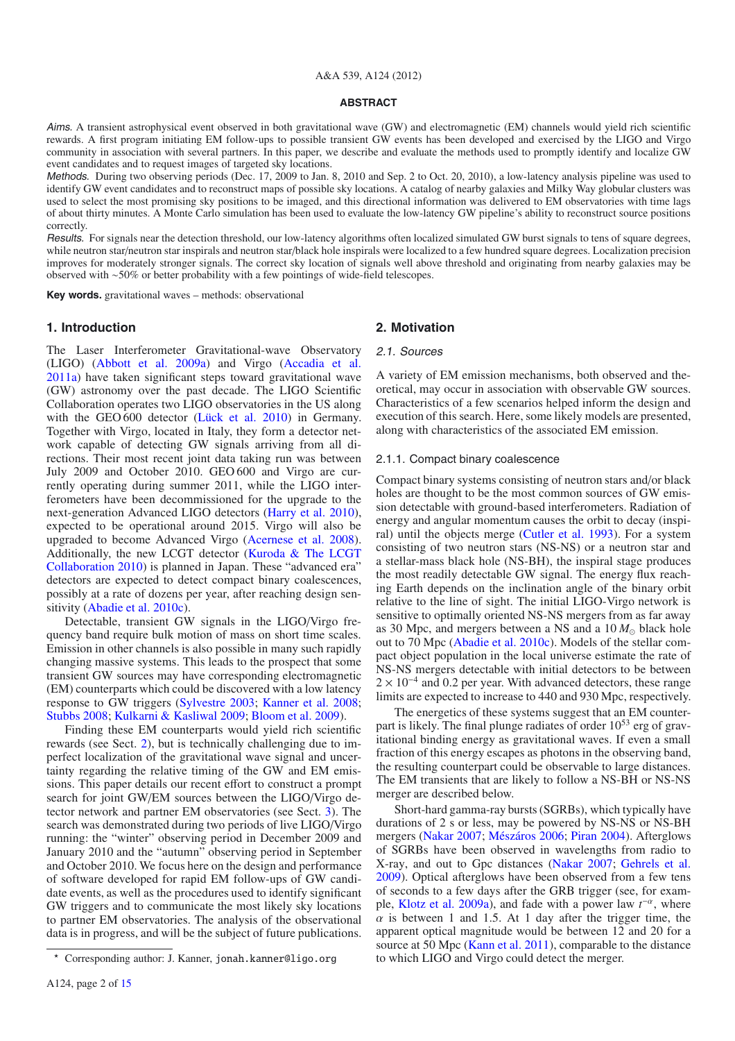## ABSTRACT

*Aims.* A transient astrophysical event observed in both gravitational wave (GW) and electromagnetic (EM) channels would yield rich scientific rewards. A first program initiating EM follow-ups to possible transient GW events has been developed and exercised by the LIGO and Virgo community in association with several partners. In this paper, we describe and evaluate the methods used to promptly identify and localize GW event candidates and to request images of targeted sky locations.

*Methods.* During two observing periods (Dec. 17, 2009 to Jan. 8, 2010 and Sep. 2 to Oct. 20, 2010), a low-latency analysis pipeline was used to identify GW event candidates and to reconstruct maps of possible sky locations. A catalog of nearby galaxies and Milky Way globular clusters was used to select the most promising sky positions to be imaged, and this directional information was delivered to EM observatories with time lags of about thirty minutes. A Monte Carlo simulation has been used to evaluate the low-latency GW pipeline's ability to reconstruct source positions correctly.

*Results.* For signals near the detection threshold, our low-latency algorithms often localized simulated GW burst signals to tens of square degrees, while neutron star/neutron star inspirals and neutron star/black hole inspirals were localized to a few hundred square degrees. Localization precision improves for moderately stronger signals. The correct sky location of signals well above threshold and originating from nearby galaxies may be observed with ~50% or better probability with a few pointings of wide-field telescopes.

**Key words.** gravitational waves – methods: observational

## 1. Introduction

The Laser Interferometer Gravitational-wave Observatory (LIGO) (Abbott et al. 2009a) and Virgo (Accadia et al. 2011a) have taken significant steps toward gravitational wave (GW) astronomy over the past decade. The LIGO Scientific Collaboration operates two LIGO observatories in the US along with the GEO 600 detector (Lück et al. 2010) in Germany. Together with Virgo, located in Italy, they form a detector network capable of detecting GW signals arriving from all directions. Their most recent joint data taking run was between July 2009 and October 2010. GEO 600 and Virgo are currently operating during summer 2011, while the LIGO interferometers have been decommissioned for the upgrade to the next-generation Advanced LIGO detectors (Harry et al. 2010), expected to be operational around 2015. Virgo will also be upgraded to become Advanced Virgo (Acernese et al. 2008). Additionally, the new LCGT detector (Kuroda & The LCGT Collaboration 2010) is planned in Japan. These "advanced era" detectors are expected to detect compact binary coalescences, possibly at a rate of dozens per year, after reaching design sensitivity (Abadie et al. 2010c).

Detectable, transient GW signals in the LIGO/Virgo frequency band require bulk motion of mass on short time scales. Emission in other channels is also possible in many such rapidly changing massive systems. This leads to the prospect that some transient GW sources may have corresponding electromagnetic (EM) counterparts which could be discovered with a low latency response to GW triggers (Sylvestre 2003; Kanner et al. 2008; Stubbs 2008; Kulkarni & Kasliwal 2009; Bloom et al. 2009).

Finding these EM counterparts would yield rich scientific rewards (see Sect. 2), but is technically challenging due to imperfect localization of the gravitational wave signal and uncertainty regarding the relative timing of the GW and EM emissions. This paper details our recent effort to construct a prompt search for joint GW/EM sources between the LIGO/Virgo detector network and partner EM observatories (see Sect. 3). The search was demonstrated during two periods of live LIGO/Virgo running: the "winter" observing period in December 2009 and January 2010 and the "autumn" observing period in September and October 2010. We focus here on the design and performance of software developed for rapid EM follow-ups of GW candidate events, as well as the procedures used to identify significant GW triggers and to communicate the most likely sky locations to partner EM observatories. The analysis of the observational data is in progress, and will be the subject of future publications.

## 2. Motivation

### 2.1. Sources

A variety of EM emission mechanisms, both observed and theoretical, may occur in association with observable GW sources. Characteristics of a few scenarios helped inform the design and execution of this search. Here, some likely models are presented, along with characteristics of the associated EM emission.

#### 2.1.1. Compact binary coalescence

Compact binary systems consisting of neutron stars and/or black holes are thought to be the most common sources of GW emission detectable with ground-based interferometers. Radiation of energy and angular momentum causes the orbit to decay (inspiral) until the objects merge (Cutler et al. 1993). For a system consisting of two neutron stars (NS-NS) or a neutron star and a stellar-mass black hole (NS-BH), the inspiral stage produces the most readily detectable GW signal. The energy flux reaching Earth depends on the inclination angle of the binary orbit relative to the line of sight. The initial LIGO-Virgo network is sensitive to optimally oriented NS-NS mergers from as far away as 30 Mpc, and mergers between a NS and a 10 $M_{\odot}$ black hole out to 70 Mpc (Abadie et al. 2010c). Models of the stellar compact object population in the local universe estimate the rate of NS-NS mergers detectable with initial detectors to be between $2 \times 10^{-4}$ and 0.2 per year. With advanced detectors, these range limits are expected to increase to 440 and 930 Mpc, respectively.

The energetics of these systems suggest that an EM counterpart is likely. The final plunge radiates of order $10^{53}$ erg of gravitational binding energy as gravitational waves. If even a small fraction of this energy escapes as photons in the observing band, the resulting counterpart could be observable to large distances. The EM transients that are likely to follow a NS-BH or NS-NS merger are described below.

Short-hard gamma-ray bursts (SGRBs), which typically have durations of 2 s or less, may be powered by NS-NS or NS-BH mergers (Nakar 2007; Mészáros 2006; Piran 2004). Afterglows of SGRBs have been observed in wavelengths from radio to X-ray, and out to Gpc distances (Nakar 2007; Gehrels et al. 2009). Optical afterglows have been observed from a few tens of seconds to a few days after the GRB trigger (see, for example, Klotz et al. 2009a), and fade with a power law $t^{-\alpha}$, where $\alpha$ is between 1 and 1.5. At 1 day after the trigger time, the apparent optical magnitude would be between 12 and 20 for a source at 50 Mpc (Kann et al. 2011), comparable to the distance to which LIGO and Virgo could detect the merger.

[⋆] Corresponding author: J. Kanner, jonah.kanner@ligo.org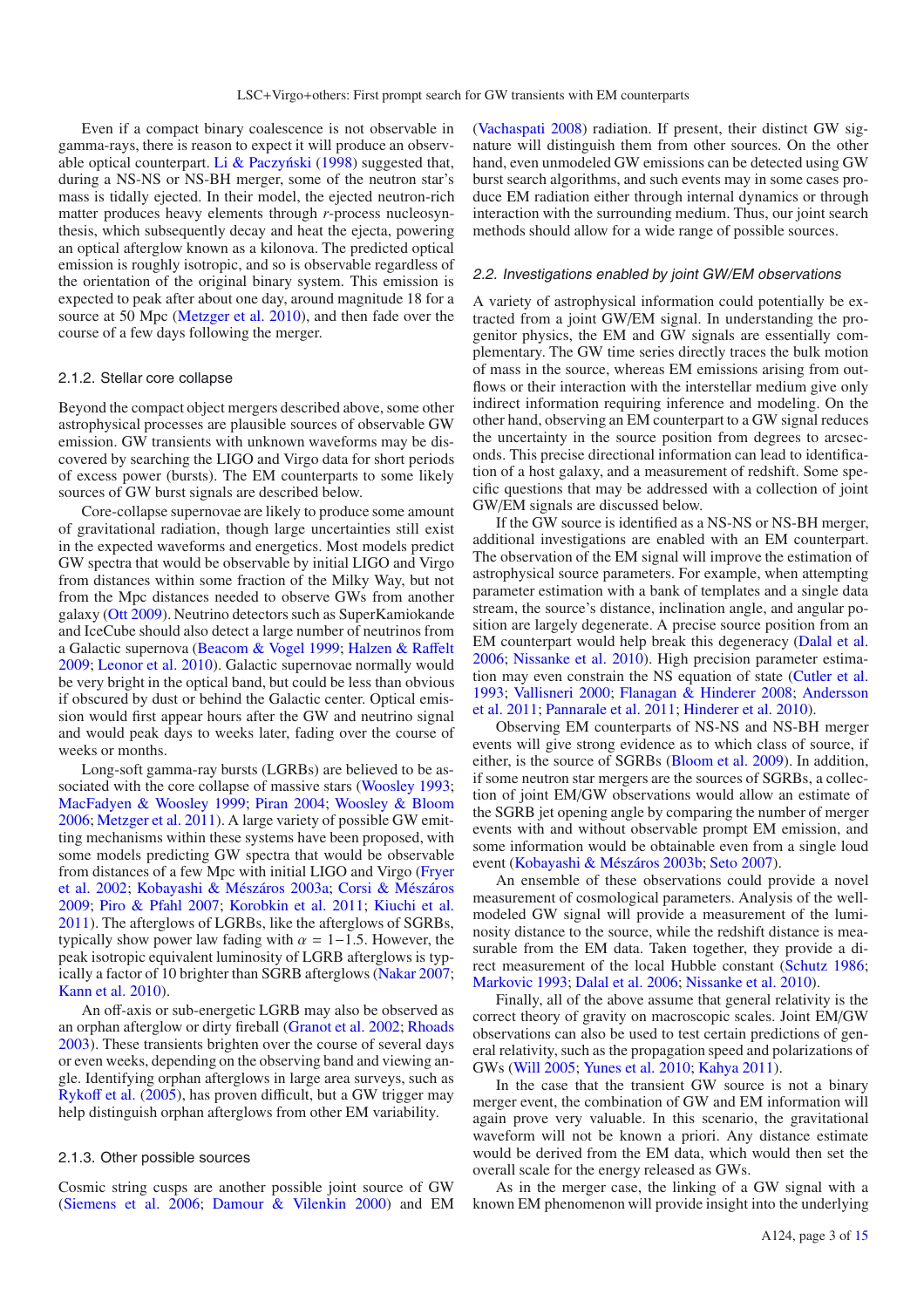Even if a compact binary coalescence is not observable in gamma-rays, there is reason to expect it will produce an observable optical counterpart. Li & Paczyński (1998) suggested that, during a NS-NS or NS-BH merger, some of the neutron star's mass is tidally ejected. In their model, the ejected neutron-rich matter produces heavy elements through *r*-process nucleosynthesis, which subsequently decay and heat the ejecta, powering an optical afterglow known as a kilonova. The predicted optical emission is roughly isotropic, and so is observable regardless of the orientation of the original binary system. This emission is expected to peak after about one day, around magnitude 18 for a source at 50 Mpc (Metzger et al. 2010), and then fade over the course of a few days following the merger.

### 2.1.2. Stellar core collapse

Beyond the compact object mergers described above, some other astrophysical processes are plausible sources of observable GW emission. GW transients with unknown waveforms may be discovered by searching the LIGO and Virgo data for short periods of excess power (bursts). The EM counterparts to some likely sources of GW burst signals are described below.

Core-collapse supernovae are likely to produce some amount of gravitational radiation, though large uncertainties still exist in the expected waveforms and energetics. Most models predict GW spectra that would be observable by initial LIGO and Virgo from distances within some fraction of the Milky Way, but not from the Mpc distances needed to observe GWs from another galaxy (Ott 2009). Neutrino detectors such as SuperKamiokande and IceCube should also detect a large number of neutrinos from a Galactic supernova (Beacom & Vogel 1999; Halzen & Raffelt 2009; Leonor et al. 2010). Galactic supernovae normally would be very bright in the optical band, but could be less than obvious if obscured by dust or behind the Galactic center. Optical emission would first appear several hours after the GW and neutrino signal and would peak days to weeks later, fading over the course of weeks or months.

Long-soft gamma-ray bursts (LGRBs) are believed to be associated with the core collapse of massive stars (Woosley 1993; MacFadyen & Woosley 1999; Piran 2004; Woosley & Bloom 2006; Metzger et al. 2011). A large variety of possible GW emitting mechanisms within these systems have been proposed, with some models predicting GW spectra that would be observable from distances of a few Mpc with initial LIGO and Virgo (Fryer et al. 2002; Kobayashi & Mészáros 2003a; Corsi & Mészáros 2009; Piro & Pfahl 2007; Korobkin et al. 2011; Kiuchi et al. 2011). The afterglows of LGRBs, like the afterglows of SGRBs, typically show power law fading with $\alpha = 1{-}1.5$. However, the peak isotropic equivalent luminosity of LGRB afterglows is typically a factor of 10 brighter than SGRB afterglows (Nakar 2007; Kann et al. 2010).

An off-axis or sub-energetic LGRB may also be observed as an orphan afterglow or dirty fireball (Granot et al. 2002; Rhoads 2003). These transients brighten over the course of several days or even weeks, depending on the observing band and viewing angle. Identifying orphan afterglows in large area surveys, such as Rykoff et al. (2005), has proven difficult, but a GW trigger may help distinguish orphan afterglows from other EM variability.

### 2.1.3. Other possible sources

Cosmic string cusps are another possible joint source of GW (Siemens et al. 2006; Damour & Vilenkin 2000) and EM (Vachaspati 2008) radiation. If present, their distinct GW signature will distinguish them from other sources. On the other hand, even unmodeled GW emissions can be detected using GW burst search algorithms, and such events may in some cases produce EM radiation either through internal dynamics or through interaction with the surrounding medium. Thus, our joint search methods should allow for a wide range of possible sources.

## 2.2. Investigations enabled by joint GW/EM observations

A variety of astrophysical information could potentially be extracted from a joint GW/EM signal. In understanding the progenitor physics, the EM and GW signals are essentially complementary. The GW time series directly traces the bulk motion of mass in the source, whereas EM emissions arising from outflows or their interaction with the interstellar medium give only indirect information requiring inference and modeling. On the other hand, observing an EM counterpart to a GW signal reduces the uncertainty in the source position from degrees to arcseconds. This precise directional information can lead to identification of a host galaxy, and a measurement of redshift. Some specific questions that may be addressed with a collection of joint GW/EM signals are discussed below.

If the GW source is identified as a NS-NS or NS-BH merger, additional investigations are enabled with an EM counterpart. The observation of the EM signal will improve the estimation of astrophysical source parameters. For example, when attempting parameter estimation with a bank of templates and a single data stream, the source's distance, inclination angle, and angular position are largely degenerate. A precise source position from an EM counterpart would help break this degeneracy (Dalal et al. 2006; Nissanke et al. 2010). High precision parameter estimation may even constrain the NS equation of state (Cutler et al. 1993; Vallisneri 2000; Flanagan & Hinderer 2008; Andersson et al. 2011; Pannarale et al. 2011; Hinderer et al. 2010).

Observing EM counterparts of NS-NS and NS-BH merger events will give strong evidence as to which class of source, if either, is the source of SGRBs (Bloom et al. 2009). In addition, if some neutron star mergers are the sources of SGRBs, a collection of joint EM/GW observations would allow an estimate of the SGRB jet opening angle by comparing the number of merger events with and without observable prompt EM emission, and some information would be obtainable even from a single loud event (Kobayashi & Mészáros 2003b; Seto 2007).

An ensemble of these observations could provide a novel measurement of cosmological parameters. Analysis of the well-modeled GW signal will provide a measurement of the luminosity distance to the source, while the redshift distance is measurable from the EM data. Taken together, they provide a direct measurement of the local Hubble constant (Schutz 1986; Markovic 1993; Dalal et al. 2006; Nissanke et al. 2010).

Finally, all of the above assume that general relativity is the correct theory of gravity on macroscopic scales. Joint EM/GW observations can also be used to test certain predictions of general relativity, such as the propagation speed and polarizations of GWs (Will 2005; Yunes et al. 2010; Kahya 2011).

In the case that the transient GW source is not a binary merger event, the combination of GW and EM information will again prove very valuable. In this scenario, the gravitational waveform will not be known a priori. Any distance estimate would be derived from the EM data, which would then set the overall scale for the energy released as GWs.

As in the merger case, the linking of a GW signal with a known EM phenomenon will provide insight into the underlying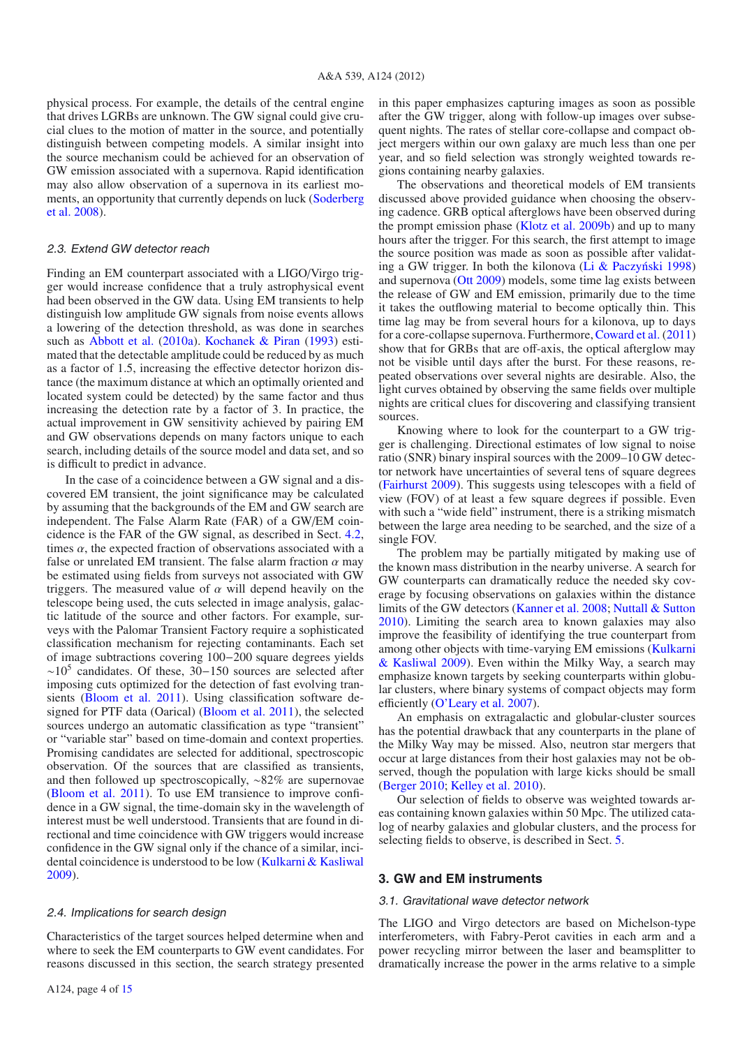physical process. For example, the details of the central engine that drives LGRBs are unknown. The GW signal could give crucial clues to the motion of matter in the source, and potentially distinguish between competing models. A similar insight into the source mechanism could be achieved for an observation of GW emission associated with a supernova. Rapid identification may also allow observation of a supernova in its earliest moments, an opportunity that currently depends on luck (Soderberg et al. 2008).

### 2.3. Extend GW detector reach

Finding an EM counterpart associated with a LIGO/Virgo trigger would increase confidence that a truly astrophysical event had been observed in the GW data. Using EM transients to help distinguish low amplitude GW signals from noise events allows a lowering of the detection threshold, as was done in searches such as Abbott et al. (2010a). Kochanek & Piran (1993) estimated that the detectable amplitude could be reduced by as much as a factor of 1.5, increasing the effective detector horizon distance (the maximum distance at which an optimally oriented and located system could be detected) by the same factor and thus increasing the detection rate by a factor of 3. In practice, the actual improvement in GW sensitivity achieved by pairing EM and GW observations depends on many factors unique to each search, including details of the source model and data set, and so is difficult to predict in advance.

In the case of a coincidence between a GW signal and a discovered EM transient, the joint significance may be calculated by assuming that the backgrounds of the EM and GW search are independent. The False Alarm Rate (FAR) of a GW/EM coincidence is the FAR of the GW signal, as described in Sect. 4.2, times $\alpha$, the expected fraction of observations associated with a false or unrelated EM transient. The false alarm fraction $\alpha$ may be estimated using fields from surveys not associated with GW triggers. The measured value of $\alpha$ will depend heavily on the telescope being used, the cuts selected in image analysis, galactic latitude of the source and other factors. For example, surveys with the Palomar Transient Factory require a sophisticated classification mechanism for rejecting contaminants. Each set of image subtractions covering 100−200 square degrees yields $\sim 10^5$ candidates. Of these, 30−150 sources are selected after imposing cuts optimized for the detection of fast evolving transients (Bloom et al. 2011). Using classification software designed for PTF data (Oarical) (Bloom et al. 2011), the selected sources undergo an automatic classification as type "transient" or "variable star" based on time-domain and context properties. Promising candidates are selected for additional, spectroscopic observation. Of the sources that are classified as transients, and then followed up spectroscopically, ~82% are supernovae (Bloom et al. 2011). To use EM transience to improve confidence in a GW signal, the time-domain sky in the wavelength of interest must be well understood. Transients that are found in directional and time coincidence with GW triggers would increase confidence in the GW signal only if the chance of a similar, incidental coincidence is understood to be low (Kulkarni & Kasliwal 2009).

### 2.4. Implications for search design

Characteristics of the target sources helped determine when and where to seek the EM counterparts to GW event candidates. For reasons discussed in this section, the search strategy presented in this paper emphasizes capturing images as soon as possible after the GW trigger, along with follow-up images over subsequent nights. The rates of stellar core-collapse and compact object mergers within our own galaxy are much less than one per year, and so field selection was strongly weighted towards regions containing nearby galaxies.

The observations and theoretical models of EM transients discussed above provided guidance when choosing the observing cadence. GRB optical afterglows have been observed during the prompt emission phase (Klotz et al. 2009b) and up to many hours after the trigger. For this search, the first attempt to image the source position was made as soon as possible after validating a GW trigger. In both the kilonova (Li & Paczyński 1998) and supernova (Ott 2009) models, some time lag exists between the release of GW and EM emission, primarily due to the time it takes the outflowing material to become optically thin. This time lag may be from several hours for a kilonova, up to days for a core-collapse supernova. Furthermore, Coward et al. (2011) show that for GRBs that are off-axis, the optical afterglow may not be visible until days after the burst. For these reasons, repeated observations over several nights are desirable. Also, the light curves obtained by observing the same fields over multiple nights are critical clues for discovering and classifying transient sources.

Knowing where to look for the counterpart to a GW trigger is challenging. Directional estimates of low signal to noise ratio (SNR) binary inspiral sources with the 2009–10 GW detector network have uncertainties of several tens of square degrees (Fairhurst 2009). This suggests using telescopes with a field of view (FOV) of at least a few square degrees if possible. Even with such a "wide field" instrument, there is a striking mismatch between the large area needing to be searched, and the size of a single FOV.

The problem may be partially mitigated by making use of the known mass distribution in the nearby universe. A search for GW counterparts can dramatically reduce the needed sky coverage by focusing observations on galaxies within the distance limits of the GW detectors (Kanner et al. 2008; Nuttall & Sutton 2010). Limiting the search area to known galaxies may also improve the feasibility of identifying the true counterpart from among other objects with time-varying EM emissions (Kulkarni & Kasliwal 2009). Even within the Milky Way, a search may emphasize known targets by seeking counterparts within globular clusters, where binary systems of compact objects may form efficiently (O'Leary et al. 2007).

An emphasis on extragalactic and globular-cluster sources has the potential drawback that any counterparts in the plane of the Milky Way may be missed. Also, neutron star mergers that occur at large distances from their host galaxies may not be observed, though the population with large kicks should be small (Berger 2010; Kelley et al. 2010).

Our selection of fields to observe was weighted towards areas containing known galaxies within 50 Mpc. The utilized catalog of nearby galaxies and globular clusters, and the process for selecting fields to observe, is described in Sect. 5.

## 3. GW and EM instruments

### 3.1. Gravitational wave detector network

The LIGO and Virgo detectors are based on Michelson-type interferometers, with Fabry-Perot cavities in each arm and a power recycling mirror between the laser and beamsplitter to dramatically increase the power in the arms relative to a simple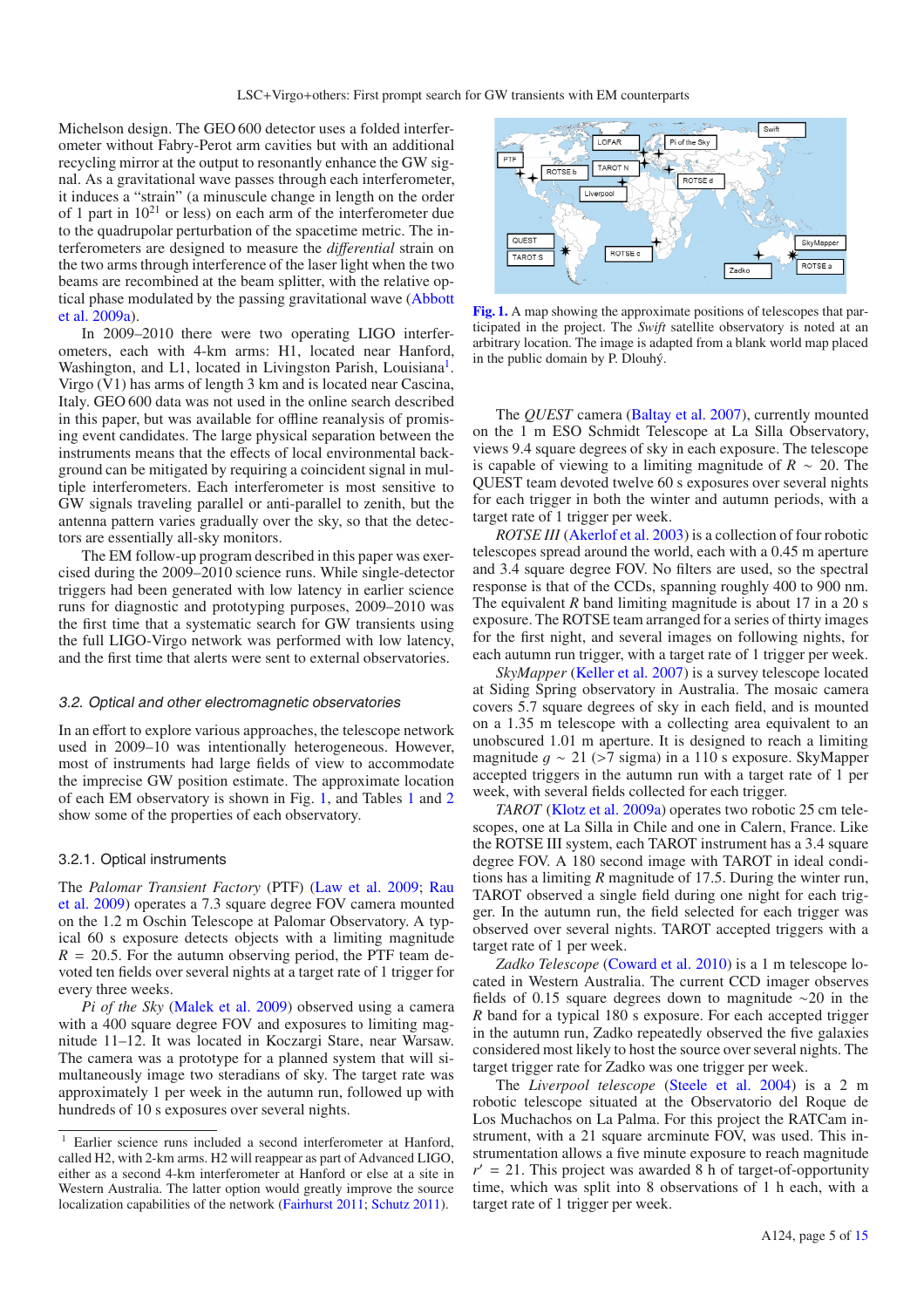Michelson design. The GEO 600 detector uses a folded interferometer without Fabry-Perot arm cavities but with an additional recycling mirror at the output to resonantly enhance the GW signal. As a gravitational wave passes through each interferometer, it induces a "strain" (a minuscule change in length on the order of 1 part in $10^{21}$ or less) on each arm of the interferometer due to the quadrupolar perturbation of the spacetime metric. The interferometers are designed to measure the *differential* strain on the two arms through interference of the laser light when the two beams are recombined at the beam splitter, with the relative optical phase modulated by the passing gravitational wave (Abbott et al. 2009a).

In 2009–2010 there were two operating LIGO interferometers, each with 4-km arms: H1, located near Hanford, Washington, and L1, located in Livingston Parish, Louisiana[1]. Virgo (V1) has arms of length 3 km and is located near Cascina, Italy. GEO 600 data was not used in the online search described in this paper, but was available for offline reanalysis of promising event candidates. The large physical separation between the instruments means that the effects of local environmental background can be mitigated by requiring a coincident signal in multiple interferometers. Each interferometer is most sensitive to GW signals traveling parallel or anti-parallel to zenith, but the antenna pattern varies gradually over the sky, so that the detectors are essentially all-sky monitors.

The EM follow-up program described in this paper was exercised during the 2009–2010 science runs. While single-detector triggers had been generated with low latency in earlier science runs for diagnostic and prototyping purposes, 2009–2010 was the first time that a systematic search for GW transients using the full LIGO-Virgo network was performed with low latency, and the first time that alerts were sent to external observatories.

### 3.2. Optical and other electromagnetic observatories

In an effort to explore various approaches, the telescope network used in 2009–10 was intentionally heterogeneous. However, most of instruments had large fields of view to accommodate the imprecise GW position estimate. The approximate location of each EM observatory is shown in Fig. 1, and Tables 1 and 2 show some of the properties of each observatory.

#### 3.2.1. Optical instruments

The *Palomar Transient Factory* (PTF) (Law et al. 2009; Rau et al. 2009) operates a 7.3 square degree FOV camera mounted on the 1.2 m Oschin Telescope at Palomar Observatory. A typical 60 s exposure detects objects with a limiting magnitude $R = 20.5$. For the autumn observing period, the PTF team devoted ten fields over several nights at a target rate of 1 trigger for every three weeks.

*Pi of the Sky* (Malek et al. 2009) observed using a camera with a 400 square degree FOV and exposures to limiting magnitude 11–12. It was located in Koczargi Stare, near Warsaw. The camera was a prototype for a planned system that will simultaneously image two steradians of sky. The target rate was approximately 1 per week in the autumn run, followed up with hundreds of 10 s exposures over several nights.

[1] Earlier science runs included a second interferometer at Hanford, called H2, with 2-km arms. H2 will reappear as part of Advanced LIGO, either as a second 4-km interferometer at Hanford or else at a site in Western Australia. The latter option would greatly improve the source localization capabilities of the network (Fairhurst 2011; Schutz 2011).

Swift
LOFAR
Pi of the Sky
PTF
ROTSE b
TAROT N
ROTSE d
Liverpool
QUEST
TAROT S
ROTSE c
SkyMapper
Zadko
ROTSE a

**Fig. 1.** A map showing the approximate positions of telescopes that participated in the project. The *Swift* satellite observatory is noted at an arbitrary location. The image is adapted from a blank world map placed in the public domain by P. Dlouhý.

The *QUEST* camera (Baltay et al. 2007), currently mounted on the 1 m ESO Schmidt Telescope at La Silla Observatory, views 9.4 square degrees of sky in each exposure. The telescope is capable of viewing to a limiting magnitude of $R \sim 20$. The QUEST team devoted twelve 60 s exposures over several nights for each trigger in both the winter and autumn periods, with a target rate of 1 trigger per week.

*ROTSE III* (Akerlof et al. 2003) is a collection of four robotic telescopes spread around the world, each with a 0.45 m aperture and 3.4 square degree FOV. No filters are used, so the spectral response is that of the CCDs, spanning roughly 400 to 900 nm. The equivalent $R$ band limiting magnitude is about 17 in a 20 s exposure. The ROTSE team arranged for a series of thirty images for the first night, and several images on following nights, for each autumn run trigger, with a target rate of 1 trigger per week.

*SkyMapper* (Keller et al. 2007) is a survey telescope located at Siding Spring observatory in Australia. The mosaic camera covers 5.7 square degrees of sky in each field, and is mounted on a 1.35 m telescope with a collecting area equivalent to an unobscured 1.01 m aperture. It is designed to reach a limiting magnitude $g \sim 21$ (>7 sigma) in a 110 s exposure. SkyMapper accepted triggers in the autumn run with a target rate of 1 per week, with several fields collected for each trigger.

*TAROT* (Klotz et al. 2009a) operates two robotic 25 cm telescopes, one at La Silla in Chile and one in Calern, France. Like the ROTSE III system, each TAROT instrument has a 3.4 square degree FOV. A 180 second image with TAROT in ideal conditions has a limiting $R$ magnitude of 17.5. During the winter run, TAROT observed a single field during one night for each trigger. In the autumn run, the field selected for each trigger was observed over several nights. TAROT accepted triggers with a target rate of 1 per week.

*Zadko Telescope* (Coward et al. 2010) is a 1 m telescope located in Western Australia. The current CCD imager observes fields of 0.15 square degrees down to magnitude ~20 in the $R$ band for a typical 180 s exposure. For each accepted trigger in the autumn run, Zadko repeatedly observed the five galaxies considered most likely to host the source over several nights. The target trigger rate for Zadko was one trigger per week.

The *Liverpool telescope* (Steele et al. 2004) is a 2 m robotic telescope situated at the Observatorio del Roque de Los Muchachos on La Palma. For this project the RATCam instrument, with a 21 square arcminute FOV, was used. This instrumentation allows a five minute exposure to reach magnitude $r' = 21$. This project was awarded 8 h of target-of-opportunity time, which was split into 8 observations of 1 h each, with a target rate of 1 trigger per week.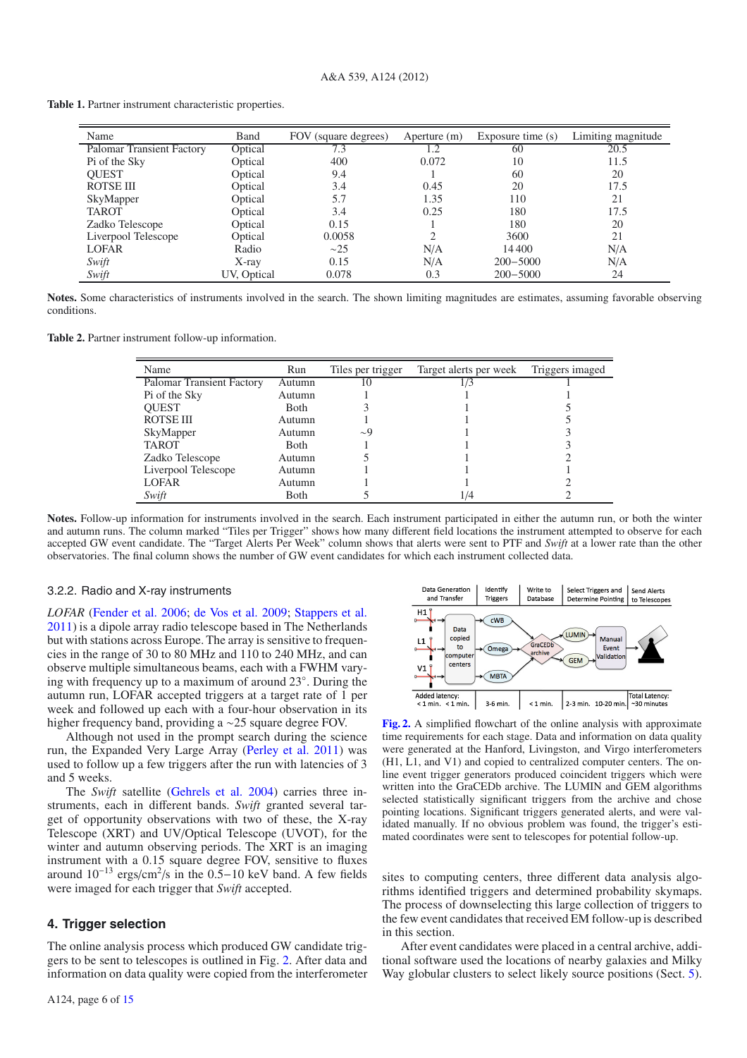**Table 1.** Partner instrument characteristic properties.

| Name | Band | FOV (square degrees) | Aperture (m) | Exposure time (s) | Limiting magnitude |
|---|---|---|---|---|---|
| Palomar Transient Factory | Optical | 7.3 | 1.2 | 60 | 20.5 |
| Pi of the Sky | Optical | 400 | 0.072 | 10 | 11.5 |
| QUEST | Optical | 9.4 | 1 | 60 | 20 |
| ROTSE III | Optical | 3.4 | 0.45 | 20 | 17.5 |
| SkyMapper | Optical | 5.7 | 1.35 | 110 | 21 |
| TAROT | Optical | 3.4 | 0.25 | 180 | 17.5 |
| Zadko Telescope | Optical | 0.15 | 1 | 180 | 20 |
| Liverpool Telescope | Optical | 0.0058 | 2 | 3600 | 21 |
| LOFAR | Radio | ~25 | N/A | 14 400 | N/A |
| *Swift* | X-ray | 0.15 | N/A | 200−5000 | N/A |
| *Swift* | UV, Optical | 0.078 | 0.3 | 200−5000 | 24 |

**Notes.** Some characteristics of instruments involved in the search. The shown limiting magnitudes are estimates, assuming favorable observing conditions.

**Table 2.** Partner instrument follow-up information.

| Name | Run | Tiles per trigger | Target alerts per week | Triggers imaged |
|---|---|---|---|---|
| Palomar Transient Factory | Autumn | 10 | 1/3 | 1 |
| Pi of the Sky | Autumn | 1 | 1 | 1 |
| QUEST | Both | 3 | 1 | 5 |
| ROTSE III | Autumn | 1 | 1 | 5 |
| SkyMapper | Autumn | ~9 | 1 | 3 |
| TAROT | Both | 1 | 1 | 3 |
| Zadko Telescope | Autumn | 5 | 1 | 2 |
| Liverpool Telescope | Autumn | 1 | 1 | 1 |
| LOFAR | Autumn | 1 | 1 | 2 |
| *Swift* | Both | 5 | 1/4 | 2 |

**Notes.** Follow-up information for instruments involved in the search. Each instrument participated in either the autumn run, or both the winter and autumn runs. The column marked "Tiles per Trigger" shows how many different field locations the instrument attempted to observe for each accepted GW event candidate. The "Target Alerts Per Week" column shows that alerts were sent to PTF and *Swift* at a lower rate than the other observatories. The final column shows the number of GW event candidates for which each instrument collected data.

### 3.2.2. Radio and X-ray instruments

*LOFAR* (Fender et al. 2006; de Vos et al. 2009; Stappers et al. 2011) is a dipole array radio telescope based in The Netherlands but with stations across Europe. The array is sensitive to frequencies in the range of 30 to 80 MHz and 110 to 240 MHz, and can observe multiple simultaneous beams, each with a FWHM varying with frequency up to a maximum of around 23°. During the autumn run, LOFAR accepted triggers at a target rate of 1 per week and followed up each with a four-hour observation in its higher frequency band, providing a ~25 square degree FOV.

Although not used in the prompt search during the science run, the Expanded Very Large Array (Perley et al. 2011) was used to follow up a few triggers after the run with latencies of 3 and 5 weeks.

The *Swift* satellite (Gehrels et al. 2004) carries three instruments, each in different bands. *Swift* granted several target of opportunity observations with two of these, the X-ray Telescope (XRT) and UV/Optical Telescope (UVOT), for the winter and autumn observing periods. The XRT is an imaging instrument with a 0.15 square degree FOV, sensitive to fluxes around $10^{-13}$ ergs/cm$^2$/s in the 0.5−10 keV band. A few fields were imaged for each trigger that *Swift* accepted.

## 4. Trigger selection

The online analysis process which produced GW candidate triggers to be sent to telescopes is outlined in Fig. 2. After data and information on data quality were copied from the interferometer sites to computing centers, three different data analysis algorithms identified triggers and determined probability skymaps. The process of downselecting this large collection of triggers to the few event candidates that received EM follow-up is described in this section.

Data Generation and Transfer
Identify Triggers
Write to Database
Select Triggers and Determine Pointing
Send Alerts to Telescopes
H1
L1
V1
Data copied to computer centers
cWB
Omega
MBTA
GraCEDb archive
LUMIN
GEM
Manual Event Validation
Added latency: < 1 min. < 1 min.
3-6 min.
< 1 min.
2-3 min. 10-20 min.
Total Latency: ~30 minutes

**Fig. 2.** A simplified flowchart of the online analysis with approximate time requirements for each stage. Data and information on data quality were generated at the Hanford, Livingston, and Virgo interferometers (H1, L1, and V1) and copied to centralized computer centers. The online event trigger generators produced coincident triggers which were written into the GraCEDb archive. The LUMIN and GEM algorithms selected statistically significant triggers from the archive and chose pointing locations. Significant triggers generated alerts, and were validated manually. If no obvious problem was found, the trigger's estimated coordinates were sent to telescopes for potential follow-up.

After event candidates were placed in a central archive, additional software used the locations of nearby galaxies and Milky Way globular clusters to select likely source positions (Sect. 5).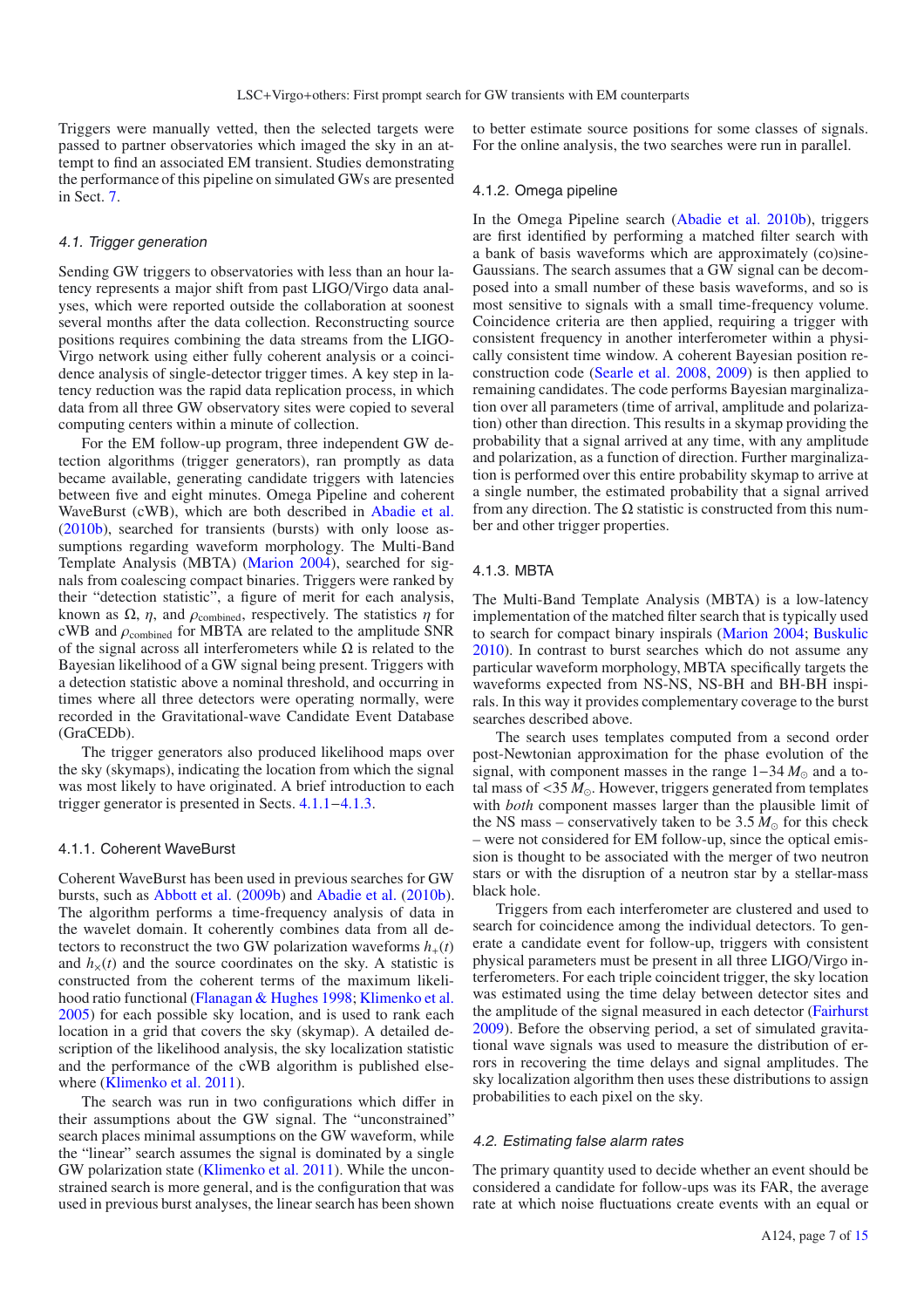Triggers were manually vetted, then the selected targets were passed to partner observatories which imaged the sky in an attempt to find an associated EM transient. Studies demonstrating the performance of this pipeline on simulated GWs are presented in Sect. 7.

### 4.1. Trigger generation

Sending GW triggers to observatories with less than an hour latency represents a major shift from past LIGO/Virgo data analyses, which were reported outside the collaboration at soonest several months after the data collection. Reconstructing source positions requires combining the data streams from the LIGO-Virgo network using either fully coherent analysis or a coincidence analysis of single-detector trigger times. A key step in latency reduction was the rapid data replication process, in which data from all three GW observatory sites were copied to several computing centers within a minute of collection.

For the EM follow-up program, three independent GW detection algorithms (trigger generators), ran promptly as data became available, generating candidate triggers with latencies between five and eight minutes. Omega Pipeline and coherent WaveBurst (cWB), which are both described in Abadie et al. (2010b), searched for transients (bursts) with only loose assumptions regarding waveform morphology. The Multi-Band Template Analysis (MBTA) (Marion 2004), searched for signals from coalescing compact binaries. Triggers were ranked by their "detection statistic", a figure of merit for each analysis, known as $\Omega$, $\eta$, and $\rho_{\text{combined}}$, respectively. The statistics $\eta$ for cWB and $\rho_{\text{combined}}$ for MBTA are related to the amplitude SNR of the signal across all interferometers while $\Omega$ is related to the Bayesian likelihood of a GW signal being present. Triggers with a detection statistic above a nominal threshold, and occurring in times where all three detectors were operating normally, were recorded in the Gravitational-wave Candidate Event Database (GraCEDb).

The trigger generators also produced likelihood maps over the sky (skymaps), indicating the location from which the signal was most likely to have originated. A brief introduction to each trigger generator is presented in Sects. 4.1.1–4.1.3.

#### 4.1.1. Coherent WaveBurst

Coherent WaveBurst has been used in previous searches for GW bursts, such as Abbott et al. (2009b) and Abadie et al. (2010b). The algorithm performs a time-frequency analysis of data in the wavelet domain. It coherently combines data from all detectors to reconstruct the two GW polarization waveforms $h_+(t)$ and $h_\times(t)$ and the source coordinates on the sky. A statistic is constructed from the maximum likelihood ratio functional (Flanagan & Hughes 1998; Klimenko et al. 2005) for each possible sky location, and is used to rank each location in a grid that covers the sky (skymap). A detailed description of the likelihood analysis, the sky localization statistic and the performance of the cWB algorithm is published elsewhere (Klimenko et al. 2011).

The search was run in two configurations which differ in their assumptions about the GW signal. The "unconstrained" search places minimal assumptions on the GW waveform, while the "linear" search assumes the signal is dominated by a single GW polarization state (Klimenko et al. 2011). While the unconstrained search is more general, and is the configuration that was used in previous burst analyses, the linear search has been shown to better estimate source positions for some classes of signals. For the online analysis, the two searches were run in parallel.

#### 4.1.2. Omega pipeline

In the Omega Pipeline search (Abadie et al. 2010b), triggers are first identified by performing a matched filter search with a bank of basis waveforms which are approximately (co)sine-Gaussians. The search assumes that a GW signal can be decomposed into a small number of these basis waveforms, and so is most sensitive to signals with a small time-frequency volume. Coincidence criteria are then applied, requiring a trigger with consistent frequency in another interferometer within a physically consistent time window. A coherent Bayesian position reconstruction code (Searle et al. 2008, 2009) is then applied to remaining candidates. The code performs Bayesian marginalization over all parameters (time of arrival, amplitude and polarization) other than direction. This results in a skymap providing the probability that a signal arrived at any time, with any amplitude and polarization, as a function of direction. Further marginalization is performed over this entire probability skymap to arrive at a single number, the estimated probability that a signal arrived from any direction. The $\Omega$ statistic is constructed from this number and other trigger properties.

#### 4.1.3. MBTA

The Multi-Band Template Analysis (MBTA) is a low-latency implementation of the matched filter search that is typically used to search for compact binary inspirals (Marion 2004; Buskulic 2010). In contrast to burst searches which do not assume any particular waveform morphology, MBTA specifically targets the waveforms expected from NS-NS, NS-BH and BH-BH inspirals. In this way it provides complementary coverage to the burst searches described above.

The search uses templates computed from a second order post-Newtonian approximation for the phase evolution of the signal, with component masses in the range $1-34\,M_\odot$ and a total mass of $<35\,M_\odot$. However, triggers generated from templates with *both* component masses larger than the plausible limit of the NS mass – conservatively taken to be $3.5\,M_\odot$ for this check – were not considered for EM follow-up, since the optical emission is thought to be associated with the merger of two neutron stars or with the disruption of a neutron star by a stellar-mass black hole.

Triggers from each interferometer are clustered and used to search for coincidence among the individual detectors. To generate a candidate event for follow-up, triggers with consistent physical parameters must be present in all three LIGO/Virgo interferometers. For each triple coincident trigger, the sky location was estimated using the time delay between detector sites and the amplitude of the signal measured in each detector (Fairhurst 2009). Before the observing period, a set of simulated gravitational wave signals was used to measure the distribution of errors in recovering the time delays and signal amplitudes. The sky localization algorithm then uses these distributions to assign probabilities to each pixel on the sky.

### 4.2. Estimating false alarm rates

The primary quantity used to decide whether an event should be considered a candidate for follow-ups was its FAR, the average rate at which noise fluctuations create events with an equal or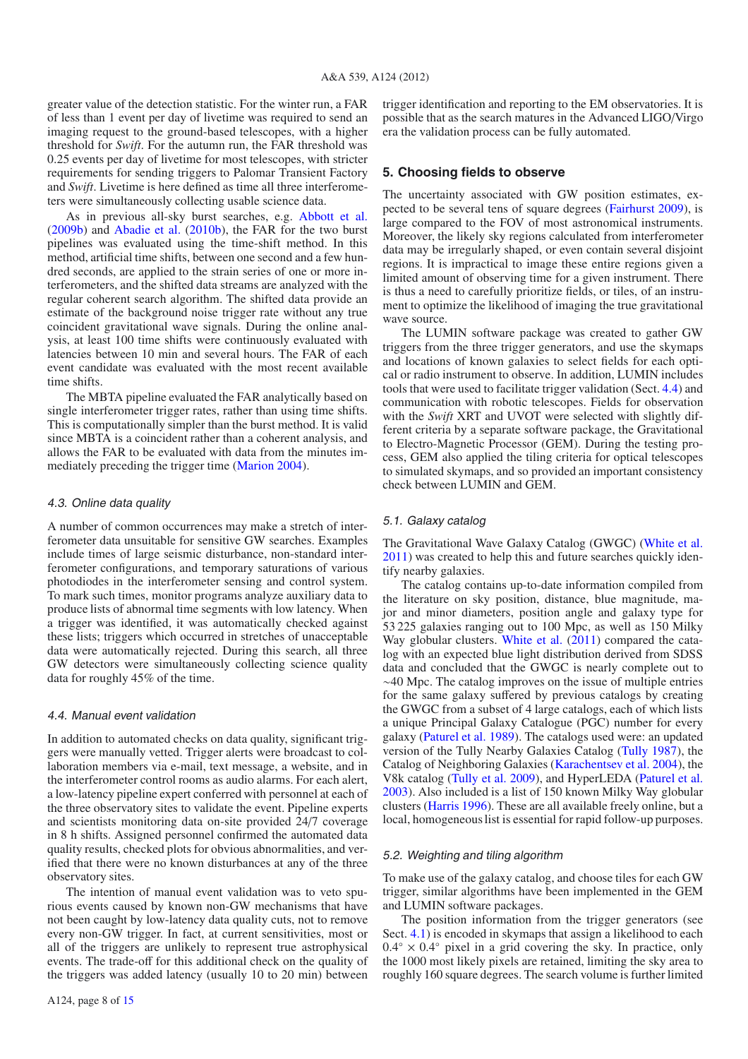greater value of the detection statistic. For the winter run, a FAR of less than 1 event per day of livetime was required to send an imaging request to the ground-based telescopes, with a higher threshold for *Swift*. For the autumn run, the FAR threshold was 0.25 events per day of livetime for most telescopes, with stricter requirements for sending triggers to Palomar Transient Factory and *Swift*. Livetime is here defined as time all three interferometers were simultaneously collecting usable science data.

As in previous all-sky burst searches, e.g. Abbott et al. (2009b) and Abadie et al. (2010b), the FAR for the two burst pipelines was evaluated using the time-shift method. In this method, artificial time shifts, between one second and a few hundred seconds, are applied to the strain series of one or more interferometers, and the shifted data streams are analyzed with the regular coherent search algorithm. The shifted data provide an estimate of the background noise trigger rate without any true coincident gravitational wave signals. During the online analysis, at least 100 time shifts were continuously evaluated with latencies between 10 min and several hours. The FAR of each event candidate was evaluated with the most recent available time shifts.

The MBTA pipeline evaluated the FAR analytically based on single interferometer trigger rates, rather than using time shifts. This is computationally simpler than the burst method. It is valid since MBTA is a coincident rather than a coherent analysis, and allows the FAR to be evaluated with data from the minutes immediately preceding the trigger time (Marion 2004).

### 4.3. Online data quality

A number of common occurrences may make a stretch of interferometer data unsuitable for sensitive GW searches. Examples include times of large seismic disturbance, non-standard interferometer configurations, and temporary saturations of various photodiodes in the interferometer sensing and control system. To mark such times, monitor programs analyze auxiliary data to produce lists of abnormal time segments with low latency. When a trigger was identified, it was automatically checked against these lists; triggers which occurred in stretches of unacceptable data were automatically rejected. During this search, all three GW detectors were simultaneously collecting science quality data for roughly 45% of the time.

### 4.4. Manual event validation

In addition to automated checks on data quality, significant triggers were manually vetted. Trigger alerts were broadcast to collaboration members via e-mail, text message, a website, and in the interferometer control rooms as audio alarms. For each alert, a low-latency pipeline expert conferred with personnel at each of the three observatory sites to validate the event. Pipeline experts and scientists monitoring data on-site provided 24/7 coverage in 8 h shifts. Assigned personnel confirmed the automated data quality results, checked plots for obvious abnormalities, and verified that there were no known disturbances at any of the three observatory sites.

The intention of manual event validation was to veto spurious events caused by known non-GW mechanisms that have not been caught by low-latency data quality cuts, not to remove every non-GW trigger. In fact, at current sensitivities, most or all of the triggers are unlikely to represent true astrophysical events. The trade-off for this additional check on the quality of the triggers was added latency (usually 10 to 20 min) between trigger identification and reporting to the EM observatories. It is possible that as the search matures in the Advanced LIGO/Virgo era the validation process can be fully automated.

## 5. Choosing fields to observe

The uncertainty associated with GW position estimates, expected to be several tens of square degrees (Fairhurst 2009), is large compared to the FOV of most astronomical instruments. Moreover, the likely sky regions calculated from interferometer data may be irregularly shaped, or even contain several disjoint regions. It is impractical to image these entire regions given a limited amount of observing time for a given instrument. There is thus a need to carefully prioritize fields, or tiles, of an instrument to optimize the likelihood of imaging the true gravitational wave source.

The LUMIN software package was created to gather GW triggers from the three trigger generators, and use the skymaps and locations of known galaxies to select fields for each optical or radio instrument to observe. In addition, LUMIN includes tools that were used to facilitate trigger validation (Sect. 4.4) and communication with robotic telescopes. Fields for observation with the *Swift* XRT and UVOT were selected with slightly different criteria by a separate software package, the Gravitational to Electro-Magnetic Processor (GEM). During the testing process, GEM also applied the tiling criteria for optical telescopes to simulated skymaps, and so provided an important consistency check between LUMIN and GEM.

### 5.1. Galaxy catalog

The Gravitational Wave Galaxy Catalog (GWGC) (White et al. 2011) was created to help this and future searches quickly identify nearby galaxies.

The catalog contains up-to-date information compiled from the literature on sky position, distance, blue magnitude, major and minor diameters, position angle and galaxy type for 53 225 galaxies ranging out to 100 Mpc, as well as 150 Milky Way globular clusters. White et al. (2011) compared the catalog with an expected blue light distribution derived from SDSS data and concluded that the GWGC is nearly complete out to $\sim$40 Mpc. The catalog improves on the issue of multiple entries for the same galaxy suffered by previous catalogs by creating the GWGC from a subset of 4 large catalogs, each of which lists a unique Principal Galaxy Catalogue (PGC) number for every galaxy (Paturel et al. 1989). The catalogs used were: an updated version of the Tully Nearby Galaxies Catalog (Tully 1987), the Catalog of Neighboring Galaxies (Karachentsev et al. 2004), the V8k catalog (Tully et al. 2009), and HyperLEDA (Paturel et al. 2003). Also included is a list of 150 known Milky Way globular clusters (Harris 1996). These are all available freely online, but a local, homogeneous list is essential for rapid follow-up purposes.

### 5.2. Weighting and tiling algorithm

To make use of the galaxy catalog, and choose tiles for each GW trigger, similar algorithms have been implemented in the GEM and LUMIN software packages.

The position information from the trigger generators (see Sect. 4.1) is encoded in skymaps that assign a likelihood to each $0.4^{\circ} \times 0.4^{\circ}$ pixel in a grid covering the sky. In practice, only the 1000 most likely pixels are retained, limiting the sky area to roughly 160 square degrees. The search volume is further limited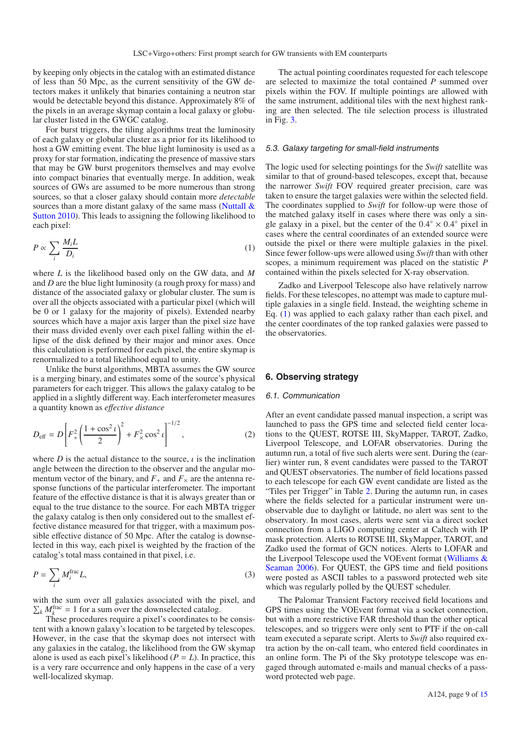by keeping only objects in the catalog with an estimated distance of less than 50 Mpc, as the current sensitivity of the GW detectors makes it unlikely that binaries containing a neutron star would be detectable beyond this distance. Approximately 8% of the pixels in an average skymap contain a local galaxy or globular cluster listed in the GWGC catalog.

For burst triggers, the tiling algorithms treat the luminosity of each galaxy or globular cluster as a prior for its likelihood to host a GW emitting event. The blue light luminosity is used as a proxy for star formation, indicating the presence of massive stars that may be GW burst progenitors themselves and may evolve into compact binaries that eventually merge. In addition, weak sources of GWs are assumed to be more numerous than strong sources, so that a closer galaxy should contain more *detectable* sources than a more distant galaxy of the same mass (Nuttall & Sutton 2010). This leads to assigning the following likelihood to each pixel:

$$P \propto \sum_i \frac{M_i L}{D_i} \tag{1}$$

where $L$ is the likelihood based only on the GW data, and $M$ and $D$ are the blue light luminosity (a rough proxy for mass) and distance of the associated galaxy or globular cluster. The sum is over all the objects associated with a particular pixel (which will be 0 or 1 galaxy for the majority of pixels). Extended nearby sources which have a major axis larger than the pixel size have their mass divided evenly over each pixel falling within the ellipse of the disk defined by their major and minor axes. Once this calculation is performed for each pixel, the entire skymap is renormalized to a total likelihood equal to unity.

Unlike the burst algorithms, MBTA assumes the GW source is a merging binary, and estimates some of the source's physical parameters for each trigger. This allows the galaxy catalog to be applied in a slightly different way. Each interferometer measures a quantity known as *effective distance*

$$D_{\rm eff} = D\left[F_+^2\left(\frac{1+\cos^2\iota}{2}\right)^2 + F_\times^2\cos^2\iota\right]^{-1/2}, \tag{2}$$

where $D$ is the actual distance to the source, $\iota$ is the inclination angle between the direction to the observer and the angular momentum vector of the binary, and $F_+$ and $F_\times$ are the antenna response functions of the particular interferometer. The important feature of the effective distance is that it is always greater than or equal to the true distance to the source. For each MBTA trigger the galaxy catalog is then only considered out to the smallest effective distance measured for that trigger, with a maximum possible effective distance of 50 Mpc. After the catalog is downselected in this way, each pixel is weighted by the fraction of the catalog's total mass contained in that pixel, i.e.

$$P = \sum_i M_i^{\rm frac} L, \tag{3}$$

with the sum over all galaxies associated with the pixel, and $\sum_k M_k^{\rm frac} = 1$ for a sum over the downselected catalog.

These procedures require a pixel's coordinates to be consistent with a known galaxy's location to be targeted by telescopes. However, in the case that the skymap does not intersect with any galaxies in the catalog, the likelihood from the GW skymap alone is used as each pixel's likelihood ($P = L$). In practice, this is a very rare occurrence and only happens in the case of a very well-localized skymap.

The actual pointing coordinates requested for each telescope are selected to maximize the total contained $P$ summed over pixels within the FOV. If multiple pointings are allowed with the same instrument, additional tiles with the next highest ranking are then selected. The tile selection process is illustrated in Fig. 3.

### 5.3. Galaxy targeting for small-field instruments

The logic used for selecting pointings for the *Swift* satellite was similar to that of ground-based telescopes, except that, because the narrower *Swift* FOV required greater precision, care was taken to ensure the target galaxies were within the selected field. The coordinates supplied to *Swift* for follow-up were those of the matched galaxy itself in cases where there was only a single galaxy in a pixel, but the center of the $0.4^\circ \times 0.4^\circ$ pixel in cases where the central coordinates of an extended source were outside the pixel or there were multiple galaxies in the pixel. Since fewer follow-ups were allowed using *Swift* than with other scopes, a minimum requirement was placed on the statistic $P$ contained within the pixels selected for X-ray observation.

Zadko and Liverpool Telescope also have relatively narrow fields. For these telescopes, no attempt was made to capture multiple galaxies in a single field. Instead, the weighting scheme in Eq. (1) was applied to each galaxy rather than each pixel, and the center coordinates of the top ranked galaxies were passed to the observatories.

## 6. Observing strategy

### 6.1. Communication

After an event candidate passed manual inspection, a script was launched to pass the GPS time and selected field center locations to the QUEST, ROTSE III, SkyMapper, TAROT, Zadko, Liverpool Telescope, and LOFAR observatories. During the autumn run, a total of five such alerts were sent. During the (earlier) winter run, 8 event candidates were passed to the TAROT and QUEST observatories. The number of field locations passed to each telescope for each GW event candidate are listed as the "Tiles per Trigger" in Table 2. During the autumn run, in cases where the fields selected for a particular instrument were unobservable due to daylight or latitude, no alert was sent to the observatory. In most cases, alerts were sent via a direct socket connection from a LIGO computing center at Caltech with IP mask protection. Alerts to ROTSE III, SkyMapper, TAROT, and Zadko used the format of GCN notices. Alerts to LOFAR and the Liverpool Telescope used the VOEvent format (Williams & Seaman 2006). For QUEST, the GPS time and field positions were posted as ASCII tables to a password protected web site which was regularly polled by the QUEST scheduler.

The Palomar Transient Factory received field locations and GPS times using the VOEvent format via a socket connection, but with a more restrictive FAR threshold than the other optical telescopes, and so triggers were only sent to PTF if the on-call team executed a separate script. Alerts to *Swift* also required extra action by the on-call team, who entered field coordinates in an online form. The Pi of the Sky prototype telescope was engaged through automated e-mails and manual checks of a password protected web page.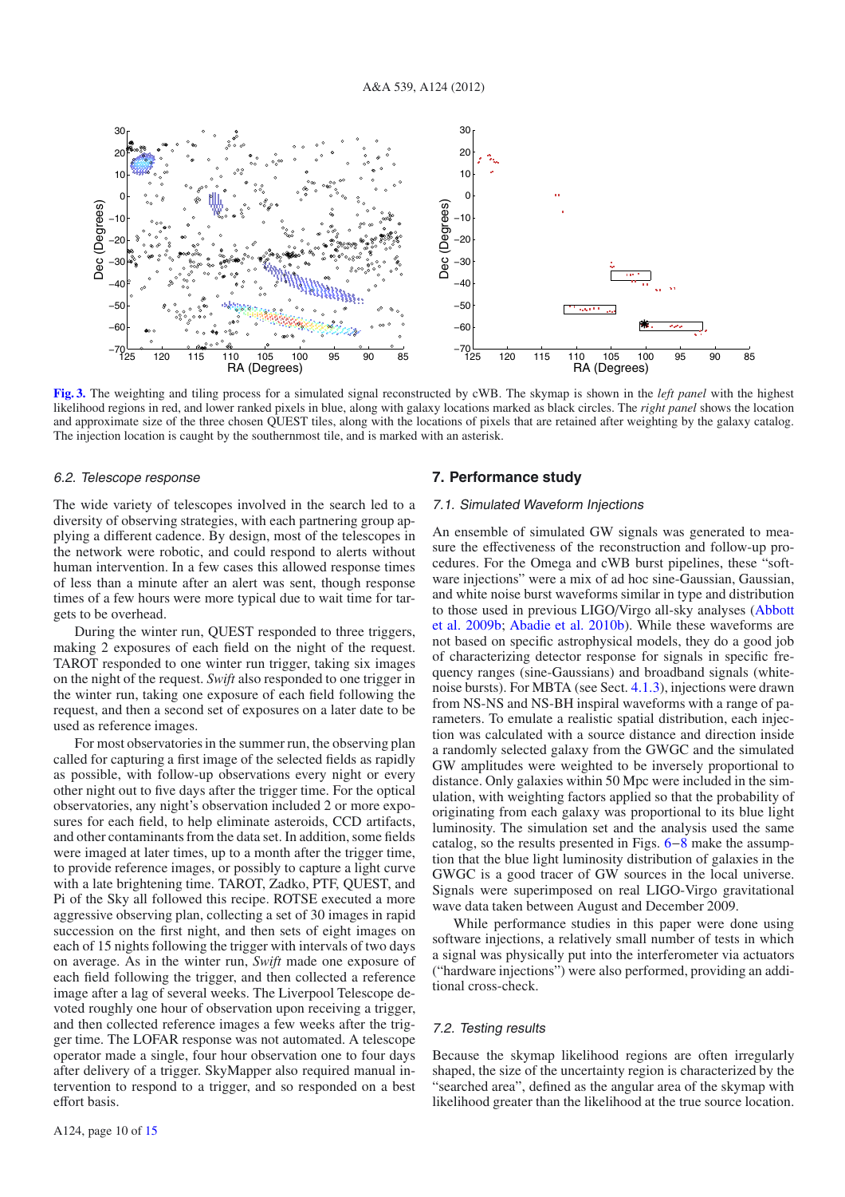30
20
10
0
−10
−20
−30
−40
−50
−60
−70
Dec (Degrees)
125 120 115 110 105 100 95 90 85
RA (Degrees)

30
20
10
0
−10
−20
−30
−40
−50
−60
−70
Dec (Degrees)
125 120 115 110 105 100 95 90 85
RA (Degrees)

**Fig. 3.** The weighting and tiling process for a simulated signal reconstructed by cWB. The skymap is shown in the *left panel* with the highest likelihood regions in red, and lower ranked pixels in blue, along with galaxy locations marked as black circles. The *right panel* shows the location and approximate size of the three chosen QUEST tiles, along with the locations of pixels that are retained after weighting by the galaxy catalog. The injection location is caught by the southernmost tile, and is marked with an asterisk.

### 6.2. Telescope response

The wide variety of telescopes involved in the search led to a diversity of observing strategies, with each partnering group applying a different cadence. By design, most of the telescopes in the network were robotic, and could respond to alerts without human intervention. In a few cases this allowed response times of less than a minute after an alert was sent, though response times of a few hours were more typical due to wait time for targets to be overhead.

During the winter run, QUEST responded to three triggers, making 2 exposures of each field on the night of the request. TAROT responded to one winter run trigger, taking six images on the night of the request. *Swift* also responded to one trigger in the winter run, taking one exposure of each field following the request, and then a second set of exposures on a later date to be used as reference images.

For most observatories in the summer run, the observing plan called for capturing a first image of the selected fields as rapidly as possible, with follow-up observations every night or every other night out to five days after the trigger time. For the optical observatories, any night's observation included 2 or more exposures for each field, to help eliminate asteroids, CCD artifacts, and other contaminants from the data set. In addition, some fields were imaged at later times, up to a month after the trigger time, to provide reference images, or possibly to capture a light curve with a late brightening time. TAROT, Zadko, PTF, QUEST, and Pi of the Sky all followed this recipe. ROTSE executed a more aggressive observing plan, collecting a set of 30 images in rapid succession on the first night, and then sets of eight images on each of 15 nights following the trigger with intervals of two days on average. As in the winter run, *Swift* made one exposure of each field following the trigger, and then collected a reference image after a lag of several weeks. The Liverpool Telescope devoted roughly one hour of observation upon receiving a trigger, and then collected reference images a few weeks after the trigger time. The LOFAR response was not automated. A telescope operator made a single, four hour observation one to four days after delivery of a trigger. SkyMapper also required manual intervention to respond to a trigger, and so responded on a best effort basis.

## 7. Performance study

### 7.1. Simulated Waveform Injections

An ensemble of simulated GW signals was generated to measure the effectiveness of the reconstruction and follow-up procedures. For the Omega and cWB burst pipelines, these "software injections" were a mix of ad hoc sine-Gaussian, Gaussian, and white noise burst waveforms similar in type and distribution to those used in previous LIGO/Virgo all-sky analyses (Abbott et al. 2009b; Abadie et al. 2010b). While these waveforms are not based on specific astrophysical models, they do a good job of characterizing detector response for signals in specific frequency ranges (sine-Gaussians) and broadband signals (white-noise bursts). For MBTA (see Sect. 4.1.3), injections were drawn from NS-NS and NS-BH inspiral waveforms with a range of parameters. To emulate a realistic spatial distribution, each injection was calculated with a source distance and direction inside a randomly selected galaxy from the GWGC and the simulated GW amplitudes were weighted to be inversely proportional to distance. Only galaxies within 50 Mpc were included in the simulation, with weighting factors applied so that the probability of originating from each galaxy was proportional to its blue light luminosity. The simulation set and the analysis used the same catalog, so the results presented in Figs. 6–8 make the assumption that the blue light luminosity distribution of galaxies in the GWGC is a good tracer of GW sources in the local universe. Signals were superimposed on real LIGO-Virgo gravitational wave data taken between August and December 2009.

While performance studies in this paper were done using software injections, a relatively small number of tests in which a signal was physically put into the interferometer via actuators ("hardware injections") were also performed, providing an additional cross-check.

### 7.2. Testing results

Because the skymap likelihood regions are often irregularly shaped, the size of the uncertainty region is characterized by the "searched area", defined as the angular area of the skymap with likelihood greater than the likelihood at the true source location.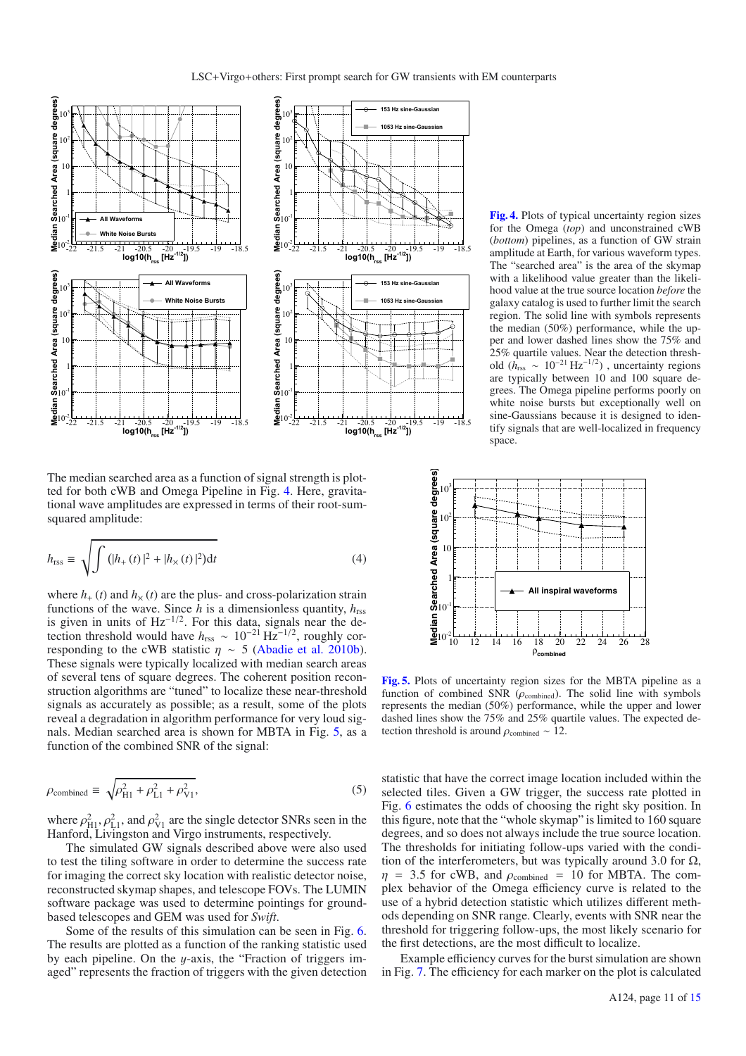Median Searched Area (square degrees)

All Waveforms

White Noise Bursts

log10(h$_{rss}$ [Hz$^{-1/2}$])

153 Hz sine-Gaussian

1053 Hz sine-Gaussian

**Fig. 4.** Plots of typical uncertainty region sizes for the Omega (*top*) and unconstrained cWB (*bottom*) pipelines, as a function of GW strain amplitude at Earth, for various waveform types. The "searched area" is the area of the skymap with a likelihood value greater than the likelihood value at the true source location *before* the galaxy catalog is used to further limit the search region. The solid line with symbols represents the median (50%) performance, while the upper and lower dashed lines show the 75% and 25% quartile values. Near the detection threshold ($h_{\rm rss} \sim 10^{-21}$ Hz$^{-1/2}$), uncertainty regions are typically between 10 and 100 square degrees. The Omega pipeline performs poorly on white noise bursts but exceptionally well on sine-Gaussians because it is designed to identify signals that are well-localized in frequency space.

The median searched area as a function of signal strength is plotted for both cWB and Omega Pipeline in Fig. 4. Here, gravitational wave amplitudes are expressed in terms of their root-sum-squared amplitude:

$$h_{\rm rss} \equiv \sqrt{\int (|h_+(t)|^2 + |h_\times(t)|^2) {\rm d}t} \tag{4}$$

where $h_+(t)$ and $h_\times(t)$ are the plus- and cross-polarization strain functions of the wave. Since $h$ is a dimensionless quantity, $h_{\rm rss}$ is given in units of Hz$^{-1/2}$. For this data, signals near the detection threshold would have $h_{\rm rss} \sim 10^{-21}$ Hz$^{-1/2}$, roughly corresponding to the cWB statistic $\eta \sim 5$ (Abadie et al. 2010b). These signals were typically localized with median search areas of several tens of square degrees. The coherent position reconstruction algorithms are "tuned" to localize these near-threshold signals as accurately as possible; as a result, some of the plots reveal a degradation in algorithm performance for very loud signals. Median searched area is shown for MBTA in Fig. 5, as a function of the combined SNR of the signal:

$$\rho_{\rm combined} \equiv \sqrt{\rho_{\rm H1}^2 + \rho_{\rm L1}^2 + \rho_{\rm V1}^2}, \tag{5}$$

where $\rho_{\rm H1}^2$, $\rho_{\rm L1}^2$, and $\rho_{\rm V1}^2$ are the single detector SNRs seen in the Hanford, Livingston and Virgo instruments, respectively.

The simulated GW signals described above were also used to test the tiling software in order to determine the success rate for imaging the correct sky location with realistic detector noise, reconstructed skymap shapes, and telescope FOVs. The LUMIN software package was used to determine pointings for ground-based telescopes and GEM was used for *Swift*.

Some of the results of this simulation can be seen in Fig. 6. The results are plotted as a function of the ranking statistic used by each pipeline. On the $y$-axis, the "Fraction of triggers imaged" represents the fraction of triggers with the given detection

Median Searched Area (square degrees)

All inspiral waveforms

$\rho_{\rm combined}$

**Fig. 5.** Plots of uncertainty region sizes for the MBTA pipeline as a function of combined SNR ($\rho_{\rm combined}$). The solid line with symbols represents the median (50%) performance, while the upper and lower dashed lines show the 75% and 25% quartile values. The expected detection threshold is around $\rho_{\rm combined} \sim 12$.

statistic that have the correct image location included within the selected tiles. Given a GW trigger, the success rate plotted in Fig. 6 estimates the odds of choosing the right sky position. In this figure, note that the "whole skymap" is limited to 160 square degrees, and so does not always include the true source location. The thresholds for initiating follow-ups varied with the condition of the interferometers, but was typically around 3.0 for $\Omega$, $\eta = 3.5$ for cWB, and $\rho_{\rm combined} = 10$ for MBTA. The complex behavior of the Omega efficiency curve is related to the use of a hybrid detection statistic which utilizes different methods depending on SNR range. Clearly, events with SNR near the threshold for triggering follow-ups, the most likely scenario for the first detections, are the most difficult to localize.

Example efficiency curves for the burst simulation are shown in Fig. 7. The efficiency for each marker on the plot is calculated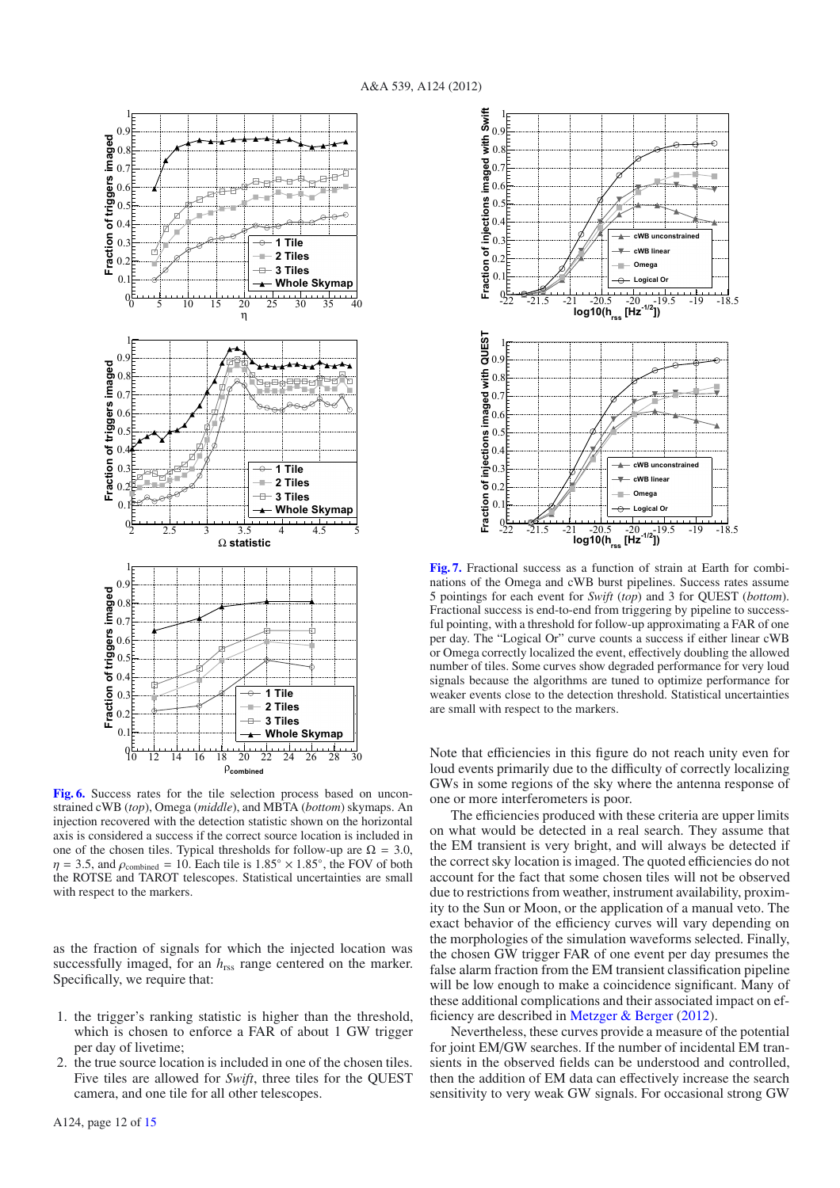**Fig. 6.** Success rates for the tile selection process based on unconstrained cWB (*top*), Omega (*middle*), and MBTA (*bottom*) skymaps. An injection recovered with the detection statistic shown on the horizontal axis is considered a success if the correct source location is included in one of the chosen tiles. Typical thresholds for follow-up are $\Omega = 3.0$, $\eta = 3.5$, and $\rho_{\rm combined} = 10$. Each tile is $1.85° \times 1.85°$, the FOV of both the ROTSE and TAROT telescopes. Statistical uncertainties are small with respect to the markers.

as the fraction of signals for which the injected location was successfully imaged, for an $h_{\rm rss}$ range centered on the marker. Specifically, we require that:

1. the trigger's ranking statistic is higher than the threshold, which is chosen to enforce a FAR of about 1 GW trigger per day of livetime;
2. the true source location is included in one of the chosen tiles. Five tiles are allowed for *Swift*, three tiles for the QUEST camera, and one tile for all other telescopes.

**Fig. 7.** Fractional success as a function of strain at Earth for combinations of the Omega and cWB burst pipelines. Success rates assume 5 pointings for each event for *Swift* (*top*) and 3 for QUEST (*bottom*). Fractional success is end-to-end from triggering by pipeline to successful pointing, with a threshold for follow-up approximating a FAR of one per day. The "Logical Or" curve counts a success if either linear cWB or Omega correctly localized the event, effectively doubling the allowed number of tiles. Some curves show degraded performance for very loud signals because the algorithms are tuned to optimize performance for weaker events close to the detection threshold. Statistical uncertainties are small with respect to the markers.

Note that efficiencies in this figure do not reach unity even for loud events primarily due to the difficulty of correctly localizing GWs in some regions of the sky where the antenna response of one or more interferometers is poor.

The efficiencies produced with these criteria are upper limits on what would be detected in a real search. They assume that the EM transient is very bright, and will always be detected if the correct sky location is imaged. The quoted efficiencies do not account for the fact that some chosen tiles will not be observed due to restrictions from weather, instrument availability, proximity to the Sun or Moon, or the application of a manual veto. The exact behavior of the efficiency curves will vary depending on the morphologies of the simulation waveforms selected. Finally, the chosen GW trigger FAR of one event per day presumes the false alarm fraction from the EM transient classification pipeline will be low enough to make a coincidence significant. Many of these additional complications and their associated impact on efficiency are described in Metzger & Berger (2012).

Nevertheless, these curves provide a measure of the potential for joint EM/GW searches. If the number of incidental EM transients in the observed fields can be understood and controlled, then the addition of EM data can effectively increase the search sensitivity to very weak GW signals. For occasional strong GW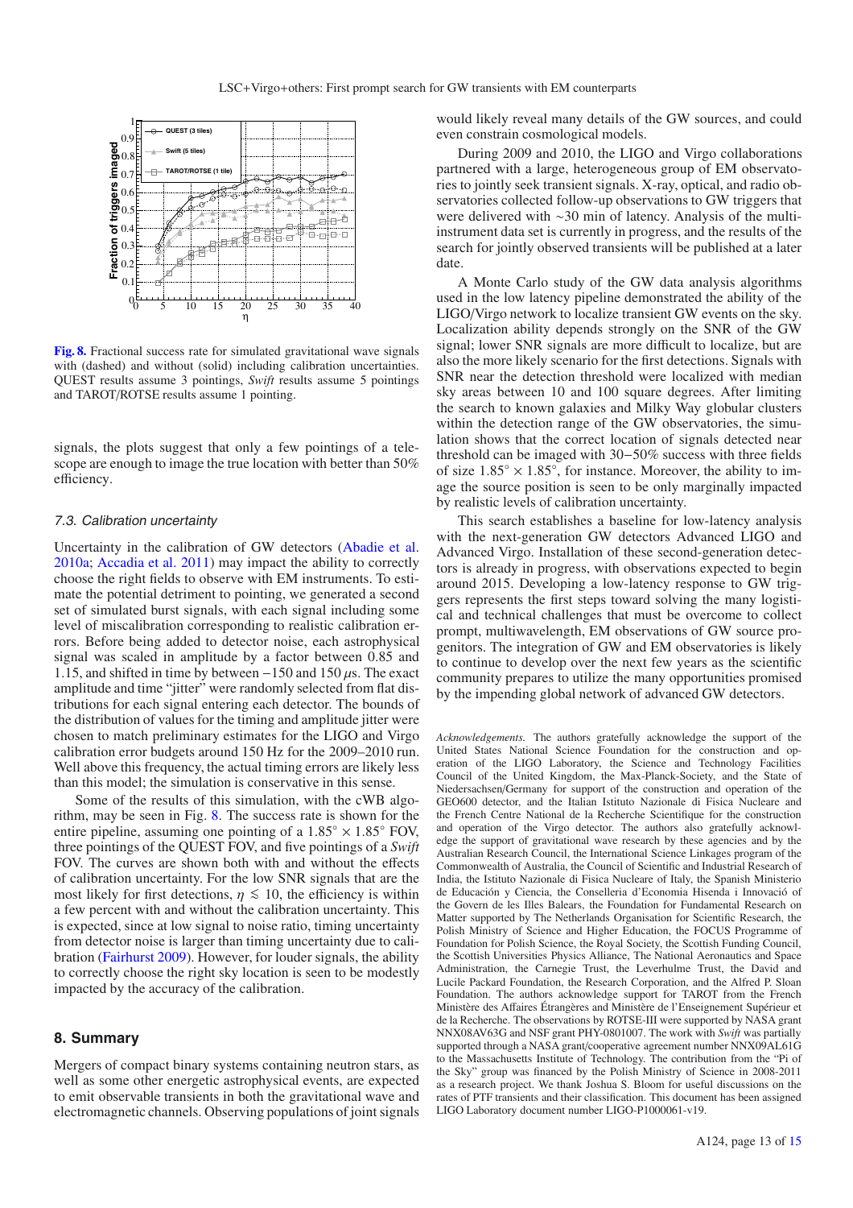Fraction of triggers imaged

QUEST (3 tiles)

Swift (5 tiles)

TAROT/ROTSE (1 tile)

0
0.1
0.2
0.3
0.4
0.5
0.6
0.7
0.8
0.9
1

0 5 10 15 20 25 30 35 40

η

**Fig. 8.** Fractional success rate for simulated gravitational wave signals with (dashed) and without (solid) including calibration uncertainties. QUEST results assume 3 pointings, *Swift* results assume 5 pointings and TAROT/ROTSE results assume 1 pointing.

signals, the plots suggest that only a few pointings of a telescope are enough to image the true location with better than 50% efficiency.

### 7.3. Calibration uncertainty

Uncertainty in the calibration of GW detectors (Abadie et al. 2010a; Accadia et al. 2011) may impact the ability to correctly choose the right fields to observe with EM instruments. To estimate the potential detriment to pointing, we generated a second set of simulated burst signals, with each signal including some level of miscalibration corresponding to realistic calibration errors. Before being added to detector noise, each astrophysical signal was scaled in amplitude by a factor between 0.85 and 1.15, and shifted in time by between $-150$ and $150\,\mu$s. The exact amplitude and time "jitter" were randomly selected from flat distributions for each signal entering each detector. The bounds of the distribution of values for the timing and amplitude jitter were chosen to match preliminary estimates for the LIGO and Virgo calibration error budgets around 150 Hz for the 2009–2010 run. Well above this frequency, the actual timing errors are likely less than this model; the simulation is conservative in this sense.

Some of the results of this simulation, with the cWB algorithm, may be seen in Fig. 8. The success rate is shown for the entire pipeline, assuming one pointing of a $1.85^\circ \times 1.85^\circ$ FOV, three pointings of the QUEST FOV, and five pointings of a *Swift* FOV. The curves are shown both with and without the effects of calibration uncertainty. For the low SNR signals that are the most likely for first detections, $\eta \lesssim 10$, the efficiency is within a few percent with and without the calibration uncertainty. This is expected, since at low signal to noise ratio, timing uncertainty from detector noise is larger than timing uncertainty due to calibration (Fairhurst 2009). However, for louder signals, the ability to correctly choose the right sky location is seen to be modestly impacted by the accuracy of the calibration.

## 8. Summary

Mergers of compact binary systems containing neutron stars, as well as some other energetic astrophysical events, are expected to emit observable transients in both the gravitational wave and electromagnetic channels. Observing populations of joint signals would likely reveal many details of the GW sources, and could even constrain cosmological models.

During 2009 and 2010, the LIGO and Virgo collaborations partnered with a large, heterogeneous group of EM observatories to jointly seek transient signals. X-ray, optical, and radio observatories collected follow-up observations to GW triggers that were delivered with ∼30 min of latency. Analysis of the multi-instrument data set is currently in progress, and the results of the search for jointly observed transients will be published at a later date.

A Monte Carlo study of the GW data analysis algorithms used in the low latency pipeline demonstrated the ability of the LIGO/Virgo network to localize transient GW events on the sky. Localization ability depends strongly on the SNR of the GW signal; lower SNR signals are more difficult to localize, but are also the more likely scenario for the first detections. Signals with SNR near the detection threshold were localized with median sky areas between 10 and 100 square degrees. After limiting the search to known galaxies and Milky Way globular clusters within the detection range of the GW observatories, the simulation shows that the correct location of signals detected near threshold can be imaged with 30−50% success with three fields of size $1.85^\circ \times 1.85^\circ$, for instance. Moreover, the ability to image the source position is seen to be only marginally impacted by realistic levels of calibration uncertainty.

This search establishes a baseline for low-latency analysis with the next-generation GW detectors Advanced LIGO and Advanced Virgo. Installation of these second-generation detectors is already in progress, with observations expected to begin around 2015. Developing a low-latency response to GW triggers represents the first steps toward solving the many logistical and technical challenges that must be overcome to collect prompt, multiwavelength, EM observations of GW source progenitors. The integration of GW and EM observatories is likely to continue to develop over the next few years as the scientific community prepares to utilize the many opportunities promised by the impending global network of advanced GW detectors.

*Acknowledgements.* The authors gratefully acknowledge the support of the United States National Science Foundation for the construction and operation of the LIGO Laboratory, the Science and Technology Facilities Council of the United Kingdom, the Max-Planck-Society, and the State of Niedersachsen/Germany for support of the construction and operation of the GEO600 detector, and the Italian Istituto Nazionale di Fisica Nucleare and the French Centre National de la Recherche Scientifique for the construction and operation of the Virgo detector. The authors also gratefully acknowledge the support of gravitational wave research by these agencies and by the Australian Research Council, the International Science Linkages program of the Commonwealth of Australia, the Council of Scientific and Industrial Research of India, the Istituto Nazionale di Fisica Nucleare of Italy, the Spanish Ministerio de Educación y Ciencia, the Conselleria d'Economia Hisenda i Innovació of the Govern de les Illes Balears, the Foundation for Fundamental Research on Matter supported by The Netherlands Organisation for Scientific Research, the Polish Ministry of Science and Higher Education, the FOCUS Programme of Foundation for Polish Science, the Royal Society, the Scottish Funding Council, the Scottish Universities Physics Alliance, The National Aeronautics and Space Administration, the Carnegie Trust, the Leverhulme Trust, the David and Lucile Packard Foundation, the Research Corporation, and the Alfred P. Sloan Foundation. The authors acknowledge support for TAROT from the French Ministère des Affaires Étrangères and Ministère de l'Enseignement Supérieur et de la Recherche. The observations by ROTSE-III were supported by NASA grant NNX08AV63G and NSF grant PHY-0801007. The work with *Swift* was partially supported through a NASA grant/cooperative agreement number NNX09AL61G to the Massachusetts Institute of Technology. The contribution from the "Pi of the Sky" group was financed by the Polish Ministry of Science in 2008-2011 as a research project. We thank Joshua S. Bloom for useful discussions on the rates of PTF transients and their classification. This document has been assigned LIGO Laboratory document number LIGO-P1000061-v19.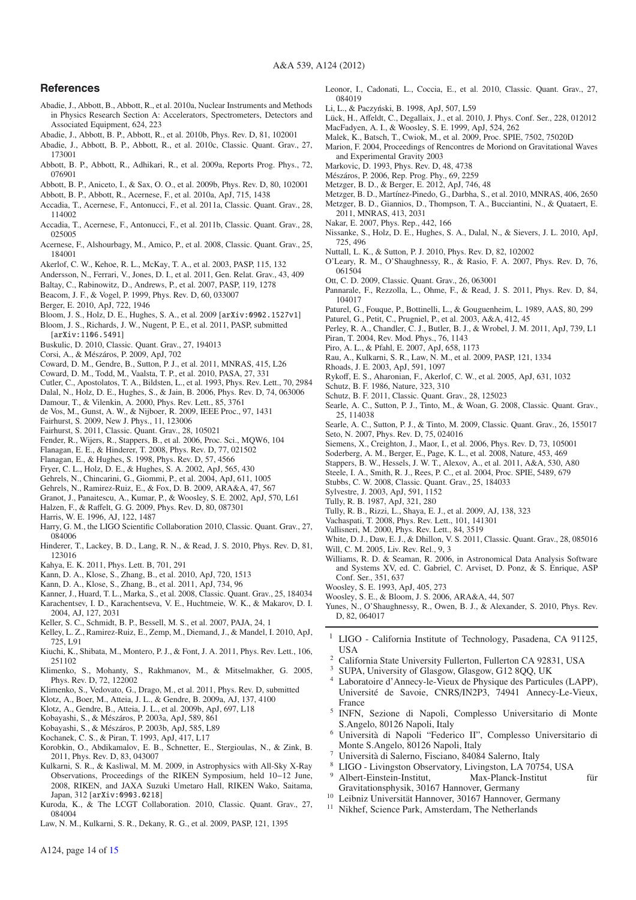## References

Abadie, J., Abbott, B., Abbott, R., et al. 2010a, Nuclear Instruments and Methods in Physics Research Section A: Accelerators, Spectrometers, Detectors and Associated Equipment, 624, 223
Abadie, J., Abbott, B. P., Abbott, R., et al. 2010b, Phys. Rev. D, 81, 102001
Abadie, J., Abbott, B. P., Abbott, R., et al. 2010c, Classic. Quant. Grav., 27, 173001
Abbott, B. P., Abbott, R., Adhikari, R., et al. 2009a, Reports Prog. Phys., 72, 076901
Abbott, B. P., Aniceto, I., & Sax, O. O., et al. 2009b, Phys. Rev. D, 80, 102001
Abbott, B. P., Abbott, R., Acernese, F., et al. 2010a, ApJ, 715, 1438
Accadia, T., Acernese, F., Antonucci, F., et al. 2011a, Classic. Quant. Grav., 28, 114002
Accadia, T., Acernese, F., Antonucci, F., et al. 2011b, Classic. Quant. Grav., 28, 025005
Acernese, F., Alshourbagy, M., Amico, P., et al. 2008, Classic. Quant. Grav., 25, 184001
Akerlof, C. W., Kehoe, R. L., McKay, T. A., et al. 2003, PASP, 115, 132
Andersson, N., Ferrari, V., Jones, D. I., et al. 2011, Gen. Relat. Grav., 43, 409
Baltay, C., Rabinowitz, D., Andrews, P., et al. 2007, PASP, 119, 1278
Beacom, J. F., & Vogel, P. 1999, Phys. Rev. D, 60, 033007
Berger, E. 2010, ApJ, 722, 1946
Bloom, J. S., Holz, D. E., Hughes, S. A., et al. 2009 [arXiv:0902.1527v1]
Bloom, J. S., Richards, J. W., Nugent, P. E., et al. 2011, PASP, submitted [arXiv:1106.5491]
Buskulic, D. 2010, Classic. Quant. Grav., 27, 194013
Corsi, A., & Mészáros, P. 2009, ApJ, 702
Coward, D. M., Gendre, B., Sutton, P. J., et al. 2011, MNRAS, 415, L26
Coward, D. M., Todd, M., Vaalsta, T. P., et al. 2010, PASA, 27, 331
Cutler, C., Apostolatos, T. A., Bildsten, L., et al. 1993, Phys. Rev. Lett., 70, 2984
Dalal, N., Holz, D. E., Hughes, S., & Jain, B. 2006, Phys. Rev. D, 74, 063006
Damour, T., & Vilenkin, A. 2000, Phys. Rev. Lett., 85, 3761
de Vos, M., Gunst, A. W., & Nijboer, R. 2009, IEEE Proc., 97, 1431
Fairhurst, S. 2009, New J. Phys., 11, 123006
Fairhurst, S. 2011, Classic. Quant. Grav., 28, 105021
Fender, R., Wijers, R., Stappers, B., et al. 2006, Proc. Sci., MQW6, 104
Flanagan, E. E., & Hinderer, T. 2008, Phys. Rev. D, 77, 021502
Flanagan, E., & Hughes, S. 1998, Phys. Rev. D, 57, 4566
Fryer, C. L., Holz, D. E., & Hughes, S. A. 2002, ApJ, 565, 430
Gehrels, N., Chincarini, G., Giommi, P., et al. 2004, ApJ, 611, 1005
Gehrels, N., Ramirez-Ruiz, E., & Fox, D. B. 2009, ARA&A, 47, 567
Granot, J., Panaitescu, A., Kumar, P., & Woosley, S. E. 2002, ApJ, 570, L61
Halzen, F., & Raffelt, G. G. 2009, Phys. Rev. D, 80, 087301
Harris, W. E. 1996, AJ, 122, 1487
Harry, G. M., the LIGO Scientific Collaboration 2010, Classic. Quant. Grav., 27, 084006
Hinderer, T., Lackey, B. D., Lang, R. N., & Read, J. S. 2010, Phys. Rev. D, 81, 123016
Kahya, E. K. 2011, Phys. Lett. B, 701, 291
Kann, D. A., Klose, S., Zhang, B., et al. 2010, ApJ, 720, 1513
Kann, D. A., Klose, S., Zhang, B., et al. 2011, ApJ, 734, 96
Kanner, J., Huard, T. L., Marka, S., et al. 2008, Classic. Quant. Grav., 25, 184034
Karachentsev, I. D., Karachentseva, V. E., Huchtmeie, W. K., & Makarov, D. I. 2004, AJ, 127, 2031
Keller, S. C., Schmidt, B. P., Bessell, M. S., et al. 2007, PAJA, 24, 1
Kelley, L. Z., Ramirez-Ruiz, E., Zemp, M., Diemand, J., & Mandel, I. 2010, ApJ, 725, L91
Kiuchi, K., Shibata, M., Montero, P. J., & Font, J. A. 2011, Phys. Rev. Lett., 106, 251102
Klimenko, S., Mohanty, S., Rakhmanov, M., & Mitselmakher, G. 2005, Phys. Rev. D, 72, 122002
Klimenko, S., Vedovato, G., Drago, M., et al. 2011, Phys. Rev. D, submitted
Klotz, A., Boer, M., Atteia, J. L., & Gendre, B. 2009a, AJ, 137, 4100
Klotz, A., Gendre, B., Atteia, J. L., et al. 2009b, ApJ, 697, L18
Kobayashi, S., & Mészáros, P. 2003a, ApJ, 589, 861
Kobayashi, S., & Mészáros, P. 2003b, ApJ, 585, L89
Kochanek, C. S., & Piran, T. 1993, ApJ, 417, L17
Korobkin, O., Abdikamalov, E. B., Schnetter, E., Stergioulas, N., & Zink, B. 2011, Phys. Rev. D, 83, 043007
Kulkarni, S. R., & Kasliwal, M. M. 2009, in Astrophysics with All-Sky X-Ray Observations, Proceedings of the RIKEN Symposium, held 10–12 June, 2008, RIKEN, and JAXA Suzuki Umetaro Hall, RIKEN Wako, Saitama, Japan, 312 [arXiv:0903.0218]
Kuroda, K., & The LCGT Collaboration. 2010, Classic. Quant. Grav., 27, 084004
Law, N. M., Kulkarni, S. R., Dekany, R. G., et al. 2009, PASP, 121, 1395
Leonor, I., Cadonati, L., Coccia, E., et al. 2010, Classic. Quant. Grav., 27, 084019
Li, L., & Paczyński, B. 1998, ApJ, 507, L59
Lück, H., Affeldt, C., Degallaix, J., et al. 2010, J. Phys. Conf. Ser., 228, 012012
MacFadyen, A. I., & Woosley, S. E. 1999, ApJ, 524, 262
Malek, K., Batsch, T., Cwiok, M., et al. 2009, Proc. SPIE, 7502, 75020D
Marion, F. 2004, Proceedings of Rencontres de Moriond on Gravitational Waves and Experimental Gravity 2003
Markovic, D. 1993, Phys. Rev. D, 48, 4738
Mészáros, P. 2006, Rep. Prog. Phy., 69, 2259
Metzger, B. D., & Berger, E. 2012, ApJ, 746, 48
Metzger, B. D., Martínez-Pinedo, G., Darbha, S., et al. 2010, MNRAS, 406, 2650
Metzger, B. D., Giannios, D., Thompson, T. A., Bucciantini, N., & Quataert, E. 2011, MNRAS, 413, 2031
Nakar, E. 2007, Phys. Rep., 442, 166
Nissanke, S., Holz, D. E., Hughes, S. A., Dalal, N., & Sievers, J. L. 2010, ApJ, 725, 496
Nuttall, L. K., & Sutton, P. J. 2010, Phys. Rev. D, 82, 102002
O'Leary, R. M., O'Shaughnessy, R., & Rasio, F. A. 2007, Phys. Rev. D, 76, 061504
Ott, C. D. 2009, Classic. Quant. Grav., 26, 063001
Pannarale, F., Rezzolla, L., Ohme, F., & Read, J. S. 2011, Phys. Rev. D, 84, 104017
Paturel, G., Fouque, P., Bottinelli, L., & Gouguenheim, L. 1989, AAS, 80, 299
Paturel, G., Petit, C., Prugniel, P., et al. 2003, A&A, 412, 45
Perley, R. A., Chandler, C. J., Butler, B. J., & Wrobel, J. M. 2011, ApJ, 739, L1
Piran, T. 2004, Rev. Mod. Phys., 76, 1143
Piro, A. L., & Pfahl, E. 2007, ApJ, 658, 1173
Rau, A., Kulkarni, S. R., Law, N. M., et al. 2009, PASP, 121, 1334
Rhoads, J. E. 2003, ApJ, 591, 1097
Rykoff, E. S., Aharonian, F., Akerlof, C. W., et al. 2005, ApJ, 631, 1032
Schutz, B. F. 1986, Nature, 323, 310
Schutz, B. F. 2011, Classic. Quant. Grav., 28, 125023
Searle, A. C., Sutton, P. J., Tinto, M., & Woan, G. 2008, Classic. Quant. Grav., 25, 114038
Searle, A. C., Sutton, P. J., & Tinto, M. 2009, Classic. Quant. Grav., 26, 155017
Seto, N. 2007, Phys. Rev. D, 75, 024016
Siemens, X., Creighton, J., Maor, I., et al. 2006, Phys. Rev. D, 73, 105001
Soderberg, A. M., Berger, E., Page, K. L., et al. 2008, Nature, 453, 469
Stappers, B. W., Hessels, J. W. T., Alexov, A., et al. 2011, A&A, 530, A80
Steele, I. A., Smith, R. J., Rees, P. C., et al. 2004, Proc. SPIE, 5489, 679
Stubbs, C. W. 2008, Classic. Quant. Grav., 25, 184033
Sylvestre, J. 2003, ApJ, 591, 1152
Tully, R. B. 1987, ApJ, 321, 280
Tully, R. B., Rizzi, L., Shaya, E. J., et al. 2009, AJ, 138, 323
Vachaspati, T. 2008, Phys. Rev. Lett., 101, 141301
Vallisneri, M. 2000, Phys. Rev. Lett., 84, 3519
White, D. J., Daw, E. J., & Dhillon, V. S. 2011, Classic. Quant. Grav., 28, 085016
Will, C. M. 2005, Liv. Rev. Rel., 9, 3
Williams, R. D. & Seaman, R. 2006, in Astronomical Data Analysis Software and Systems XV, ed. C. Gabriel, C. Arviset, D. Ponz, & S. Enrique, ASP Conf. Ser., 351, 637
Woosley, S. E. 1993, ApJ, 405, 273
Woosley, S. E., & Bloom, J. S. 2006, ARA&A, 44, 507
Yunes, N., O'Shaughnessy, R., Owen, B. J., & Alexander, S. 2010, Phys. Rev. D, 82, 064017

[1] LIGO - California Institute of Technology, Pasadena, CA 91125, USA
[2] California State University Fullerton, Fullerton CA 92831, USA
[3] SUPA, University of Glasgow, Glasgow, G12 8QQ, UK
[4] Laboratoire d'Annecy-le-Vieux de Physique des Particules (LAPP), Université de Savoie, CNRS/IN2P3, 74941 Annecy-Le-Vieux, France
[5] INFN, Sezione di Napoli, Complesso Universitario di Monte S.Angelo, 80126 Napoli, Italy
[6] Università di Napoli "Federico II", Complesso Universitario di Monte S.Angelo, 80126 Napoli, Italy
[7] Università di Salerno, Fisciano, 84084 Salerno, Italy
[8] LIGO - Livingston Observatory, Livingston, LA 70754, USA
[9] Albert-Einstein-Institut, Max-Planck-Institut für Gravitationsphysik, 30167 Hannover, Germany
[10] Leibniz Universität Hannover, 30167 Hannover, Germany
[11] Nikhef, Science Park, Amsterdam, The Netherlands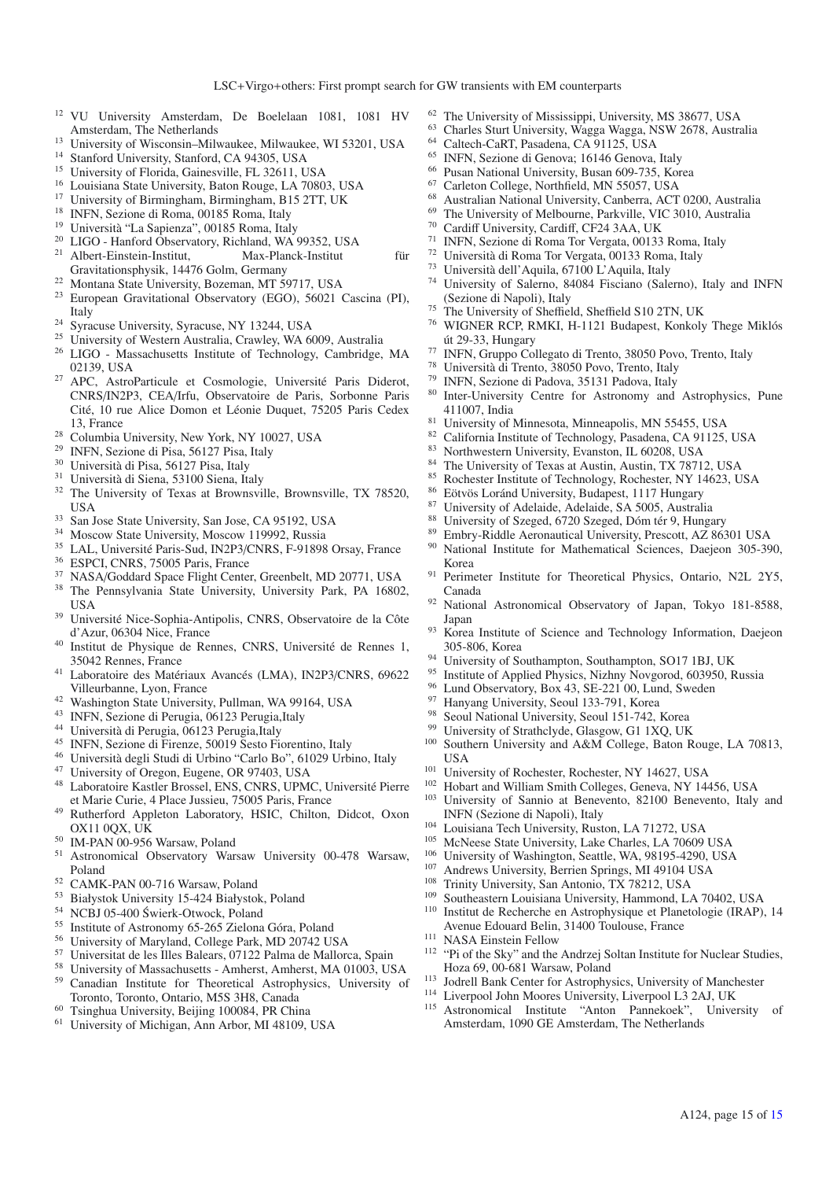[12] VU University Amsterdam, De Boelelaan 1081, 1081 HV Amsterdam, The Netherlands
[13] University of Wisconsin–Milwaukee, Milwaukee, WI 53201, USA
[14] Stanford University, Stanford, CA 94305, USA
[15] University of Florida, Gainesville, FL 32611, USA
[16] Louisiana State University, Baton Rouge, LA 70803, USA
[17] University of Birmingham, Birmingham, B15 2TT, UK
[18] INFN, Sezione di Roma, 00185 Roma, Italy
[19] Università "La Sapienza", 00185 Roma, Italy
[20] LIGO - Hanford Observatory, Richland, WA 99352, USA
[21] Albert-Einstein-Institut, Max-Planck-Institut für Gravitationsphysik, 14476 Golm, Germany
[22] Montana State University, Bozeman, MT 59717, USA
[23] European Gravitational Observatory (EGO), 56021 Cascina (PI), Italy
[24] Syracuse University, Syracuse, NY 13244, USA
[25] University of Western Australia, Crawley, WA 6009, Australia
[26] LIGO - Massachusetts Institute of Technology, Cambridge, MA 02139, USA
[27] APC, AstroParticule et Cosmologie, Université Paris Diderot, CNRS/IN2P3, CEA/Irfu, Observatoire de Paris, Sorbonne Paris Cité, 10 rue Alice Domon et Léonie Duquet, 75205 Paris Cedex 13, France
[28] Columbia University, New York, NY 10027, USA
[29] INFN, Sezione di Pisa, 56127 Pisa, Italy
[30] Università di Pisa, 56127 Pisa, Italy
[31] Università di Siena, 53100 Siena, Italy
[32] The University of Texas at Brownsville, Brownsville, TX 78520, USA
[33] San Jose State University, San Jose, CA 95192, USA
[34] Moscow State University, Moscow 119992, Russia
[35] LAL, Université Paris-Sud, IN2P3/CNRS, F-91898 Orsay, France
[36] ESPCI, CNRS, 75005 Paris, France
[37] NASA/Goddard Space Flight Center, Greenbelt, MD 20771, USA
[38] The Pennsylvania State University, University Park, PA 16802, USA
[39] Université Nice-Sophia-Antipolis, CNRS, Observatoire de la Côte d'Azur, 06304 Nice, France
[40] Institut de Physique de Rennes, CNRS, Université de Rennes 1, 35042 Rennes, France
[41] Laboratoire des Matériaux Avancés (LMA), IN2P3/CNRS, 69622 Villeurbanne, Lyon, France
[42] Washington State University, Pullman, WA 99164, USA
[43] INFN, Sezione di Perugia, 06123 Perugia,Italy
[44] Università di Perugia, 06123 Perugia,Italy
[45] INFN, Sezione di Firenze, 50019 Sesto Fiorentino, Italy
[46] Università degli Studi di Urbino "Carlo Bo", 61029 Urbino, Italy
[47] University of Oregon, Eugene, OR 97403, USA
[48] Laboratoire Kastler Brossel, ENS, CNRS, UPMC, Université Pierre et Marie Curie, 4 Place Jussieu, 75005 Paris, France
[49] Rutherford Appleton Laboratory, HSIC, Chilton, Didcot, Oxon OX11 0QX, UK
[50] IM-PAN 00-956 Warsaw, Poland
[51] Astronomical Observatory Warsaw University 00-478 Warsaw, Poland
[52] CAMK-PAN 00-716 Warsaw, Poland
[53] Białystok University 15-424 Białystok, Poland
[54] NCBJ 05-400 Świerk-Otwock, Poland
[55] Institute of Astronomy 65-265 Zielona Góra, Poland
[56] University of Maryland, College Park, MD 20742 USA
[57] Universitat de les Illes Balears, 07122 Palma de Mallorca, Spain
[58] University of Massachusetts - Amherst, Amherst, MA 01003, USA
[59] Canadian Institute for Theoretical Astrophysics, University of Toronto, Toronto, Ontario, M5S 3H8, Canada
[60] Tsinghua University, Beijing 100084, PR China
[61] University of Michigan, Ann Arbor, MI 48109, USA
[62] The University of Mississippi, University, MS 38677, USA
[63] Charles Sturt University, Wagga Wagga, NSW 2678, Australia
[64] Caltech-CaRT, Pasadena, CA 91125, USA
[65] INFN, Sezione di Genova; 16146 Genova, Italy
[66] Pusan National University, Busan 609-735, Korea
[67] Carleton College, Northfield, MN 55057, USA
[68] Australian National University, Canberra, ACT 0200, Australia
[69] The University of Melbourne, Parkville, VIC 3010, Australia
[70] Cardiff University, Cardiff, CF24 3AA, UK
[71] INFN, Sezione di Roma Tor Vergata, 00133 Roma, Italy
[72] Università di Roma Tor Vergata, 00133 Roma, Italy
[73] Università dell'Aquila, 67100 L'Aquila, Italy
[74] University of Salerno, 84084 Fisciano (Salerno), Italy and INFN (Sezione di Napoli), Italy
[75] The University of Sheffield, Sheffield S10 2TN, UK
[76] WIGNER RCP, RMKI, H-1121 Budapest, Konkoly Thege Miklós út 29-33, Hungary
[77] INFN, Gruppo Collegato di Trento, 38050 Povo, Trento, Italy
[78] Università di Trento, 38050 Povo, Trento, Italy
[79] INFN, Sezione di Padova, 35131 Padova, Italy
[80] Inter-University Centre for Astronomy and Astrophysics, Pune 411007, India
[81] University of Minnesota, Minneapolis, MN 55455, USA
[82] California Institute of Technology, Pasadena, CA 91125, USA
[83] Northwestern University, Evanston, IL 60208, USA
[84] The University of Texas at Austin, Austin, TX 78712, USA
[85] Rochester Institute of Technology, Rochester, NY 14623, USA
[86] Eötvös Loránd University, Budapest, 1117 Hungary
[87] University of Adelaide, Adelaide, SA 5005, Australia
[88] University of Szeged, 6720 Szeged, Dóm tér 9, Hungary
[89] Embry-Riddle Aeronautical University, Prescott, AZ 86301 USA
[90] National Institute for Mathematical Sciences, Daejeon 305-390, Korea
[91] Perimeter Institute for Theoretical Physics, Ontario, N2L 2Y5, Canada
[92] National Astronomical Observatory of Japan, Tokyo 181-8588, Japan
[93] Korea Institute of Science and Technology Information, Daejeon 305-806, Korea
[94] University of Southampton, Southampton, SO17 1BJ, UK
[95] Institute of Applied Physics, Nizhny Novgorod, 603950, Russia
[96] Lund Observatory, Box 43, SE-221 00, Lund, Sweden
[97] Hanyang University, Seoul 133-791, Korea
[98] Seoul National University, Seoul 151-742, Korea
[99] University of Strathclyde, Glasgow, G1 1XQ, UK
[100] Southern University and A&M College, Baton Rouge, LA 70813, USA
[101] University of Rochester, Rochester, NY 14627, USA
[102] Hobart and William Smith Colleges, Geneva, NY 14456, USA
[103] University of Sannio at Benevento, 82100 Benevento, Italy and INFN (Sezione di Napoli), Italy
[104] Louisiana Tech University, Ruston, LA 71272, USA
[105] McNeese State University, Lake Charles, LA 70609 USA
[106] University of Washington, Seattle, WA, 98195-4290, USA
[107] Andrews University, Berrien Springs, MI 49104 USA
[108] Trinity University, San Antonio, TX 78212, USA
[109] Southeastern Louisiana University, Hammond, LA 70402, USA
[110] Institut de Recherche en Astrophysique et Planetologie (IRAP), 14 Avenue Edouard Belin, 31400 Toulouse, France
[111] NASA Einstein Fellow
[112] "Pi of the Sky" and the Andrzej Soltan Institute for Nuclear Studies, Hoza 69, 00-681 Warsaw, Poland
[113] Jodrell Bank Center for Astrophysics, University of Manchester
[114] Liverpool John Moores University, Liverpool L3 2AJ, UK
[115] Astronomical Institute "Anton Pannekoek", University of Amsterdam, 1090 GE Amsterdam, The Netherlands